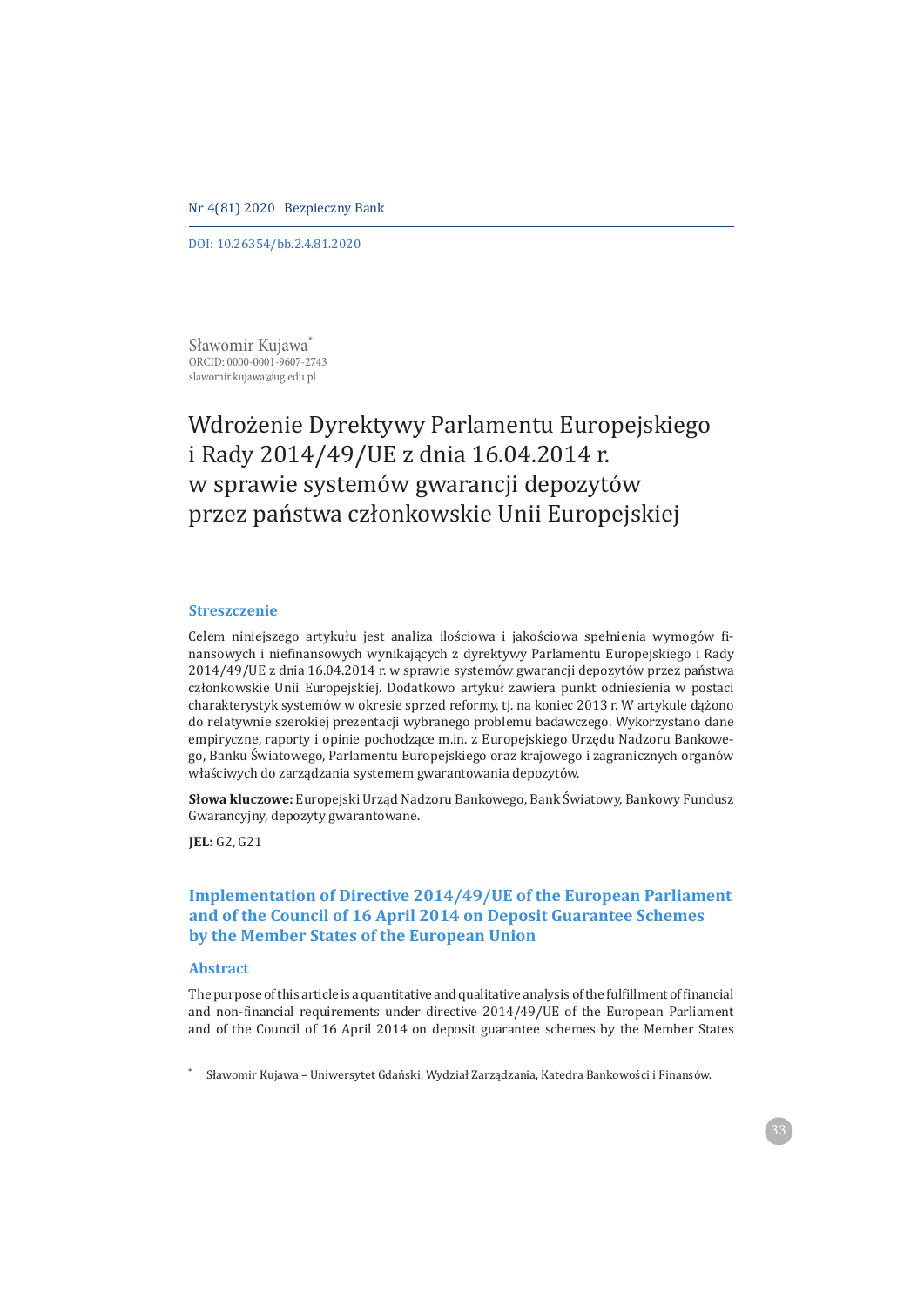DOI: 10.26354/bb.2.4.81.2020

Sławomir Kujawa[*]
ORCID: 0000-0001-9607-2743
slawomir.kujawa@ug.edu.pl

# Wdrożenie Dyrektywy Parlamentu Europejskiego i Rady 2014/49/UE z dnia 16.04.2014 r. w sprawie systemów gwarancji depozytów przez państwa członkowskie Unii Europejskiej

## Streszczenie

Celem niniejszego artykułu jest analiza ilościowa i jakościowa spełnienia wymogów finansowych i niefinansowych wynikających z dyrektywy Parlamentu Europejskiego i Rady 2014/49/UE z dnia 16.04.2014 r. w sprawie systemów gwarancji depozytów przez państwa członkowskie Unii Europejskiej. Dodatkowo artykuł zawiera punkt odniesienia w postaci charakterystyk systemów w okresie sprzed reformy, tj. na koniec 2013 r. W artykule dążono do relatywnie szerokiej prezentacji wybranego problemu badawczego. Wykorzystano dane empiryczne, raporty i opinie pochodzące m.in. z Europejskiego Urzędu Nadzoru Bankowego, Banku Światowego, Parlamentu Europejskiego oraz krajowego i zagranicznych organów właściwych do zarządzania systemem gwarantowania depozytów.

**Słowa kluczowe:** Europejski Urząd Nadzoru Bankowego, Bank Światowy, Bankowy Fundusz Gwarancyjny, depozyty gwarantowane.

**JEL:** G2, G21

## Implementation of Directive 2014/49/UE of the European Parliament and of the Council of 16 April 2014 on Deposit Guarantee Schemes by the Member States of the European Union

## Abstract

The purpose of this article is a quantitative and qualitative analysis of the fulfillment of financial and non-financial requirements under directive 2014/49/UE of the European Parliament and of the Council of 16 April 2014 on deposit guarantee schemes by the Member States

---

[*] Sławomir Kujawa – Uniwersytet Gdański, Wydział Zarządzania, Katedra Bankowości i Finansów.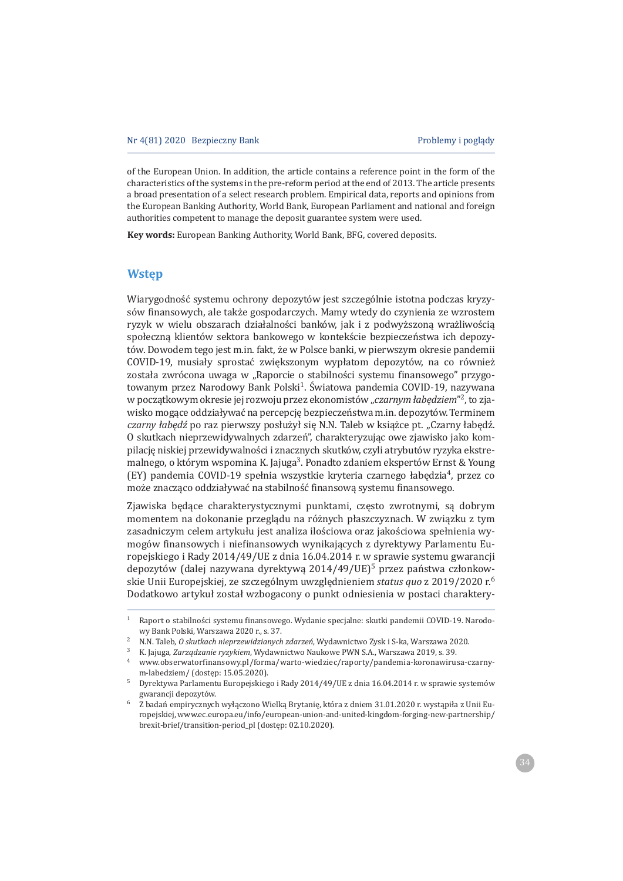of the European Union. In addition, the article contains a reference point in the form of the characteristics of the systems in the pre-reform period at the end of 2013. The article presents a broad presentation of a select research problem. Empirical data, reports and opinions from the European Banking Authority, World Bank, European Parliament and national and foreign authorities competent to manage the deposit guarantee system were used.

**Key words:** European Banking Authority, World Bank, BFG, covered deposits.

## Wstęp

Wiarygodność systemu ochrony depozytów jest szczególnie istotna podczas kryzysów finansowych, ale także gospodarczych. Mamy wtedy do czynienia ze wzrostem ryzyk w wielu obszarach działalności banków, jak i z podwyższoną wrażliwością społeczną klientów sektora bankowego w kontekście bezpieczeństwa ich depozytów. Dowodem tego jest m.in. fakt, że w Polsce banki, w pierwszym okresie pandemii COVID-19, musiały sprostać zwiększonym wypłatom depozytów, na co również została zwrócona uwaga w „Raporcie o stabilności systemu finansowego" przygotowanym przez Narodowy Bank Polski[1]. Światowa pandemia COVID-19, nazywana w początkowym okresie jej rozwoju przez ekonomistów „*czarnym łabędziem*"[2], to zjawisko mogące oddziaływać na percepcję bezpieczeństwa m.in. depozytów. Terminem *czarny łabędź* po raz pierwszy posłużył się N.N. Taleb w książce pt. „Czarny łabędź. O skutkach nieprzewidywalnych zdarzeń", charakteryzując owe zjawisko jako kompilację niskiej przewidywalności i znacznych skutków, czyli atrybutów ryzyka ekstremalnego, o którym wspomina K. Jajuga[3]. Ponadto zdaniem ekspertów Ernst & Young (EY) pandemia COVID-19 spełnia wszystkie kryteria czarnego łabędzia[4], przez co może znacząco oddziaływać na stabilność finansową systemu finansowego.

Zjawiska będące charakterystycznymi punktami, często zwrotnymi, są dobrym momentem na dokonanie przeglądu na różnych płaszczyznach. W związku z tym zasadniczym celem artykułu jest analiza ilościowa oraz jakościowa spełnienia wymogów finansowych i niefinansowych wynikających z dyrektywy Parlamentu Europejskiego i Rady 2014/49/UE z dnia 16.04.2014 r. w sprawie systemu gwarancji depozytów (dalej nazywana dyrektywą 2014/49/UE)[5] przez państwa członkowskie Unii Europejskiej, ze szczególnym uwzględnieniem *status quo* z 2019/2020 r.[6] Dodatkowo artykuł został wzbogacony o punkt odniesienia w postaci charakter-

---

[1] Raport o stabilności systemu finansowego. Wydanie specjalne: skutki pandemii COVID-19. Narodowy Bank Polski, Warszawa 2020 r., s. 37.

[2] N.N. Taleb, *O skutkach nieprzewidzianych zdarzeń*, Wydawnictwo Zysk i S-ka, Warszawa 2020.

[3] K. Jajuga, *Zarządzanie ryzykiem*, Wydawnictwo Naukowe PWN S.A., Warszawa 2019, s. 39.

[4] www.obserwatorfinansowy.pl/forma/warto-wiedziec/raporty/pandemia-koronawirusa-czarnym-labedziem/ (dostęp: 15.05.2020).

[5] Dyrektywa Parlamentu Europejskiego i Rady 2014/49/UE z dnia 16.04.2014 r. w sprawie systemów gwarancji depozytów.

[6] Z badań empirycznych wyłączono Wielką Brytanię, która z dniem 31.01.2020 r. wystąpiła z Unii Europejskiej, www.ec.europa.eu/info/european-union-and-united-kingdom-forging-new-partnership/brexit-brief/transition-period_pl (dostęp: 02.10.2020).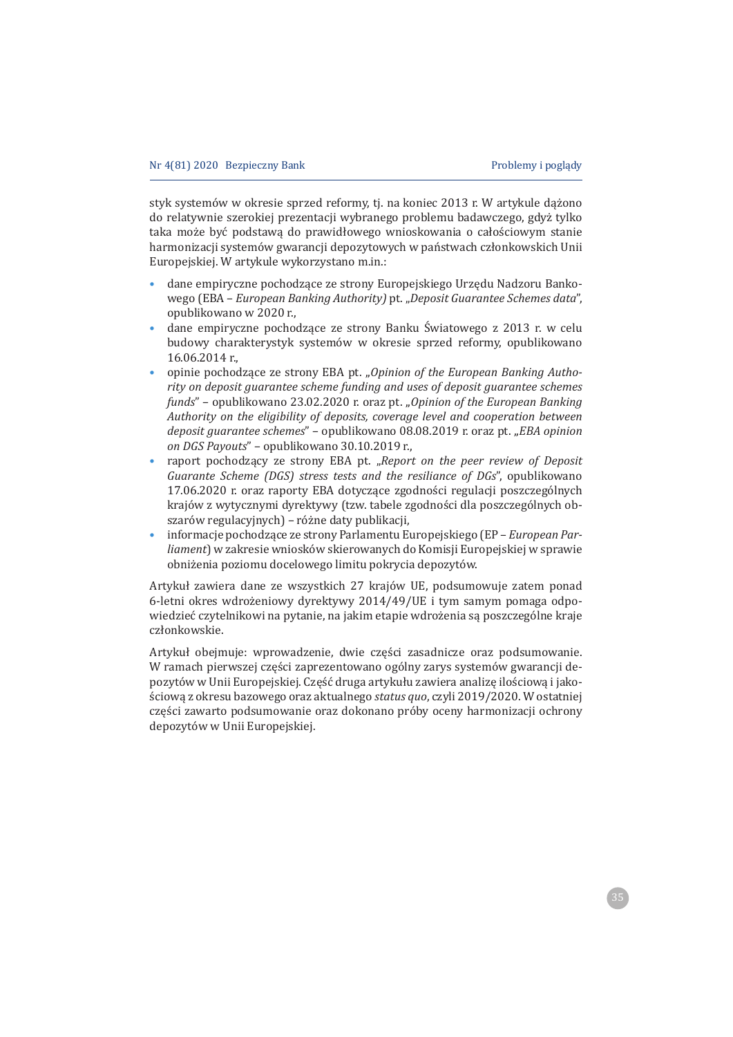styk systemów w okresie sprzed reformy, tj. na koniec 2013 r. W artykule dążono do relatywnie szerokiej prezentacji wybranego problemu badawczego, gdyż tylko taka może być podstawą do prawidłowego wnioskowania o całościowym stanie harmonizacji systemów gwarancji depozytowych w państwach członkowskich Unii Europejskiej. W artykule wykorzystano m.in.:

- dane empiryczne pochodzące ze strony Europejskiego Urzędu Nadzoru Bankowego (EBA – *European Banking Authority)* pt. „*Deposit Guarantee Schemes data*", opublikowano w 2020 r.,
- dane empiryczne pochodzące ze strony Banku Światowego z 2013 r. w celu budowy charakterystyk systemów w okresie sprzed reformy, opublikowano 16.06.2014 r.,
- opinie pochodzące ze strony EBA pt. „*Opinion of the European Banking Authority on deposit guarantee scheme funding and uses of deposit guarantee schemes funds*" – opublikowano 23.02.2020 r. oraz pt. „*Opinion of the European Banking Authority on the eligibility of deposits, coverage level and cooperation between deposit guarantee schemes*" – opublikowano 08.08.2019 r. oraz pt. „*EBA opinion on DGS Payouts*" – opublikowano 30.10.2019 r.,
- raport pochodzący ze strony EBA pt. „*Report on the peer review of Deposit Guarante Scheme (DGS) stress tests and the resiliance of DGs*", opublikowano 17.06.2020 r. oraz raporty EBA dotyczące zgodności regulacji poszczególnych krajów z wytycznymi dyrektywy (tzw. tabele zgodności dla poszczególnych obszarów regulacyjnych) – różne daty publikacji,
- informacje pochodzące ze strony Parlamentu Europejskiego (EP – *European Parliament*) w zakresie wniosków skierowanych do Komisji Europejskiej w sprawie obniżenia poziomu docelowego limitu pokrycia depozytów.

Artykuł zawiera dane ze wszystkich 27 krajów UE, podsumowuje zatem ponad 6-letni okres wdrożeniowy dyrektywy 2014/49/UE i tym samym pomaga odpowiedzieć czytelnikowi na pytanie, na jakim etapie wdrożenia są poszczególne kraje członkowskie.

Artykuł obejmuje: wprowadzenie, dwie części zasadnicze oraz podsumowanie. W ramach pierwszej części zaprezentowano ogólny zarys systemów gwarancji depozytów w Unii Europejskiej. Część druga artykułu zawiera analizę ilościową i jakościową z okresu bazowego oraz aktualnego *status quo*, czyli 2019/2020. W ostatniej części zawarto podsumowanie oraz dokonano próby oceny harmonizacji ochrony depozytów w Unii Europejskiej.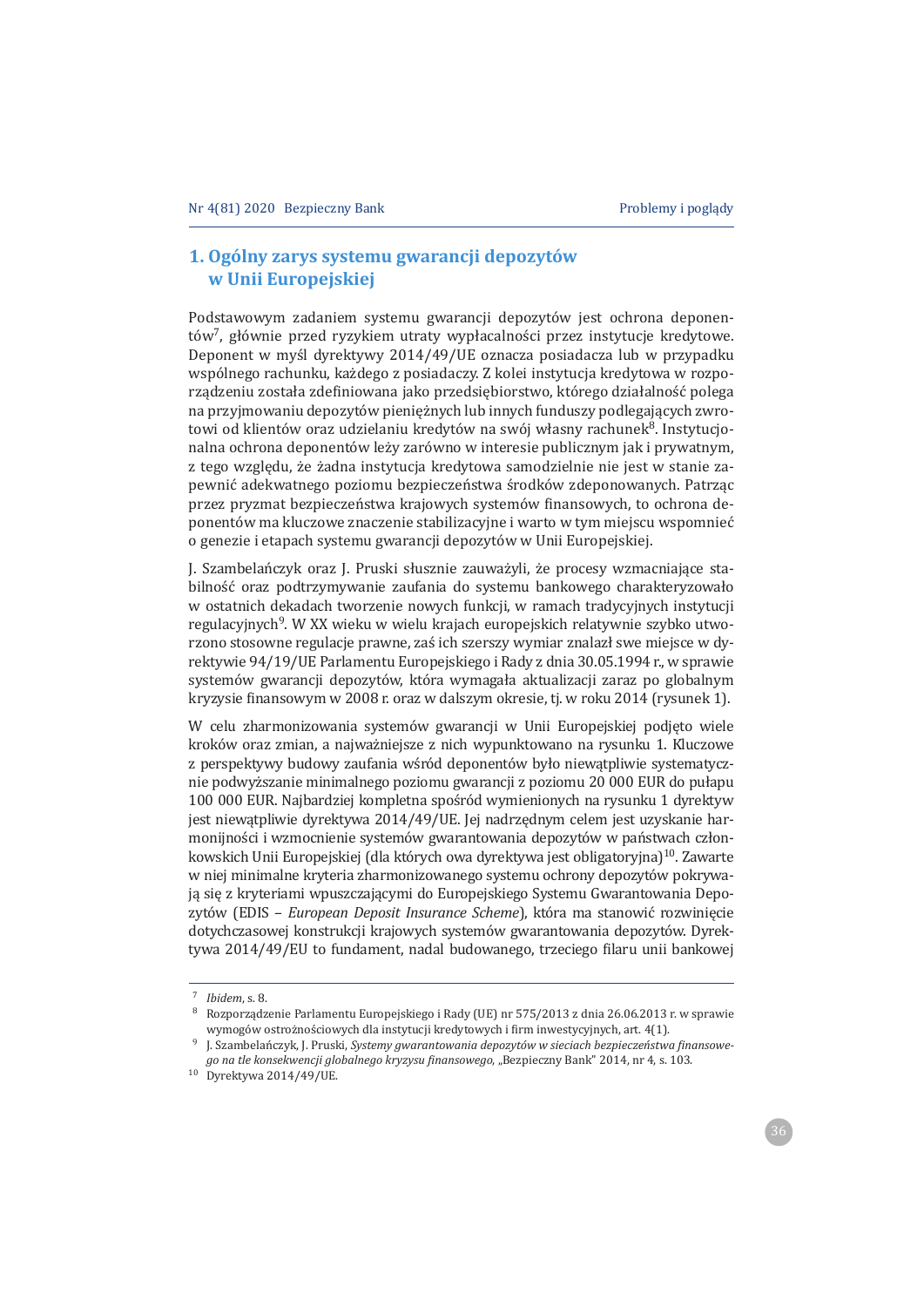## 1. Ogólny zarys systemu gwarancji depozytów w Unii Europejskiej

Podstawowym zadaniem systemu gwarancji depozytów jest ochrona deponentów[7], głównie przed ryzykiem utraty wypłacalności przez instytucje kredytowe. Deponent w myśl dyrektywy 2014/49/UE oznacza posiadacza lub w przypadku wspólnego rachunku, każdego z posiadaczy. Z kolei instytucja kredytowa w rozporządzeniu została zdefiniowana jako przedsiębiorstwo, którego działalność polega na przyjmowaniu depozytów pieniężnych lub innych funduszy podlegających zwrotowi od klientów oraz udzielaniu kredytów na swój własny rachunek[8]. Instytucjonalna ochrona deponentów leży zarówno w interesie publicznym jak i prywatnym, z tego względu, że żadna instytucja kredytowa samodzielnie nie jest w stanie zapewnić adekwatnego poziomu bezpieczeństwa środków zdeponowanych. Patrząc przez pryzmat bezpieczeństwa krajowych systemów finansowych, to ochrona deponentów ma kluczowe znaczenie stabilizacyjne i warto w tym miejscu wspomnieć o genezie i etapach systemu gwarancji depozytów w Unii Europejskiej.

J. Szambelańczyk oraz J. Pruski słusznie zauważyli, że procesy wzmacniające stabilność oraz podtrzymywanie zaufania do systemu bankowego charakteryzowało w ostatnich dekadach tworzenie nowych funkcji, w ramach tradycyjnych instytucji regulacyjnych[9]. W XX wieku w wielu krajach europejskich relatywnie szybko utworzono stosowne regulacje prawne, zaś ich szerszy wymiar znalazł swe miejsce w dyrektywie 94/19/UE Parlamentu Europejskiego i Rady z dnia 30.05.1994 r., w sprawie systemów gwarancji depozytów, która wymagała aktualizacji zaraz po globalnym kryzysie finansowym w 2008 r. oraz w dalszym okresie, tj. w roku 2014 (rysunek 1).

W celu zharmonizowania systemów gwarancji w Unii Europejskiej podjęto wiele kroków oraz zmian, a najważniejsze z nich wypunktowano na rysunku 1. Kluczowe z perspektywy budowy zaufania wśród deponentów było niewątpliwie systematyczne podwyższanie minimalnego poziomu gwarancji z poziomu 20 000 EUR do pułapu 100 000 EUR. Najbardziej kompletna spośród wymienionych na rysunku 1 dyrektyw jest niewątpliwie dyrektywa 2014/49/UE. Jej nadrzędnym celem jest uzyskanie harmonijności i wzmocnienie systemów gwarantowania depozytów w państwach członkowskich Unii Europejskiej (dla których owa dyrektywa jest obligatoryjna)[10]. Zawarte w niej minimalne kryteria zharmonizowanego systemu ochrony depozytów pokrywają się z kryteriami wpuszczającymi do Europejskiego Systemu Gwarantowania Depozytów (EDIS – *European Deposit Insurance Scheme*), która ma stanowić rozwinięcie dotychczasowej konstrukcji krajowych systemów gwarantowania depozytów. Dyrektywa 2014/49/EU to fundament, nadal budowanego, trzeciego filaru unii bankowej

---

[7] *Ibidem*, s. 8.

[8] Rozporządzenie Parlamentu Europejskiego i Rady (UE) nr 575/2013 z dnia 26.06.2013 r. w sprawie wymogów ostrożnościowych dla instytucji kredytowych i firm inwestycyjnych, art. 4(1).

[9] J. Szambelańczyk, J. Pruski, *Systemy gwarantowania depozytów w sieciach bezpieczeństwa finansowego na tle konsekwencji globalnego kryzysu finansowego*, „Bezpieczny Bank" 2014, nr 4, s. 103.

[10] Dyrektywa 2014/49/UE.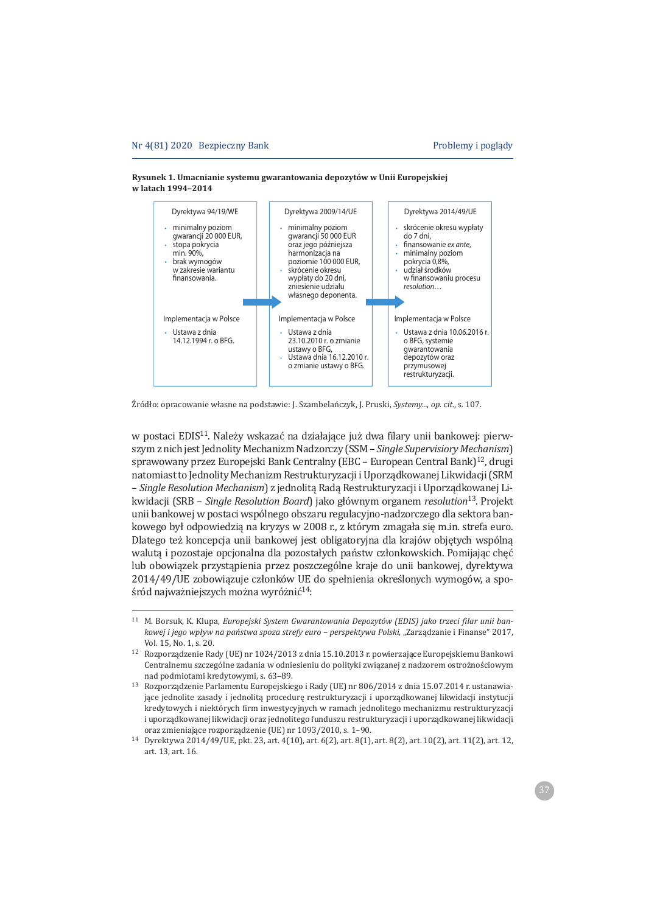**Rysunek 1. Umacnianie systemu gwarantowania depozytów w Unii Europejskiej w latach 1994–2014**

| Dyrektywa 94/19/WE | Dyrektywa 2009/14/UE | Dyrektywa 2014/49/UE |
|---|---|---|
| • minimalny poziom gwarancji 20 000 EUR, • stopa pokrycia min. 90%, • brak wymogów w zakresie wariantu finansowania. | • minimalny poziom gwarancji 50 000 EUR oraz jego późniejsza harmonizacja na poziomie 100 000 EUR, • skrócenie okresu wypłaty do 20 dni, zniesienie udziału własnego deponenta. | • skrócenie okresu wypłaty do 7 dni, • finansowanie *ex ante*, • minimalny poziom pokrycia 0,8%, • udział środków w finansowaniu procesu *resolution*… |
| **Implementacja w Polsce** | **Implementacja w Polsce** | **Implementacja w Polsce** |
| • Ustawa z dnia 14.12.1994 r. o BFG. | • Ustawa z dnia 23.10.2010 r. o zmianie ustawy o BFG, • Ustawa dnia 16.12.2010 r. o zmianie ustawy o BFG. | • Ustawa z dnia 10.06.2016 r. o BFG, systemie gwarantowania depozytów oraz przymusowej restrukturyzacji. |

Źródło: opracowanie własne na podstawie: J. Szambelańczyk, J. Pruski, *Systemy..., op. cit.*, s. 107.

w postaci EDIS[11]. Należy wskazać na działające już dwa filary unii bankowej: pierwszym z nich jest Jednolity Mechanizm Nadzorczy (SSM – *Single Supervisiory Mechanism*) sprawowany przez Europejski Bank Centralny (EBC – European Central Bank)[12], drugi natomiast to Jednolity Mechanizm Restrukturyzacji i Uporządkowanej Likwidacji (SRM – *Single Resolution Mechanism*) z jednolitą Radą Restrukturyzacji i Uporządkowanej Likwidacji (SRB – *Single Resolution Board*) jako głównym organem *resolution*[13]. Projekt unii bankowej w postaci wspólnego obszaru regulacyjno-nadzorczego dla sektora bankowego był odpowiedzią na kryzys w 2008 r., z którym zmagała się m.in. strefa euro. Dlatego też koncepcja unii bankowej jest obligatoryjna dla krajów objętych wspólną walutą i pozostaje opcjonalna dla pozostałych państw członkowskich. Pomijając chęć lub obowiązek przystąpienia przez poszczególne kraje do unii bankowej, dyrektywa 2014/49/UE zobowiązuje członków UE do spełnienia określonych wymogów, a spośród najważniejszych można wyróżnić[14]:

---

[11] M. Borsuk, K. Klupa, *Europejski System Gwarantowania Depozytów (EDIS) jako trzeci filar unii bankowej i jego wpływ na państwa spoza strefy euro – perspektywa Polski*, „Zarządzanie i Finanse" 2017, Vol. 15, No. 1, s. 20.

[12] Rozporządzenie Rady (UE) nr 1024/2013 z dnia 15.10.2013 r. powierzające Europejskiemu Bankowi Centralnemu szczególne zadania w odniesieniu do polityki związanej z nadzorem ostrożnościowym nad podmiotami kredytowymi, s. 63–89.

[13] Rozporządzenie Parlamentu Europejskiego i Rady (UE) nr 806/2014 z dnia 15.07.2014 r. ustanawiające jednolite zasady i jednolitą procedurę restrukturyzacji i uporządkowanej likwidacji instytucji kredytowych i niektórych firm inwestycyjnych w ramach jednolitego mechanizmu restrukturyzacji i uporządkowanej likwidacji oraz jednolitego funduszu restrukturyzacji i uporządkowanej likwidacji oraz zmieniające rozporządzenie (UE) nr 1093/2010, s. 1–90.

[14] Dyrektywa 2014/49/UE, pkt. 23, art. 4(10), art. 6(2), art. 8(1), art. 8(2), art. 10(2), art. 11(2), art. 12, art. 13, art. 16.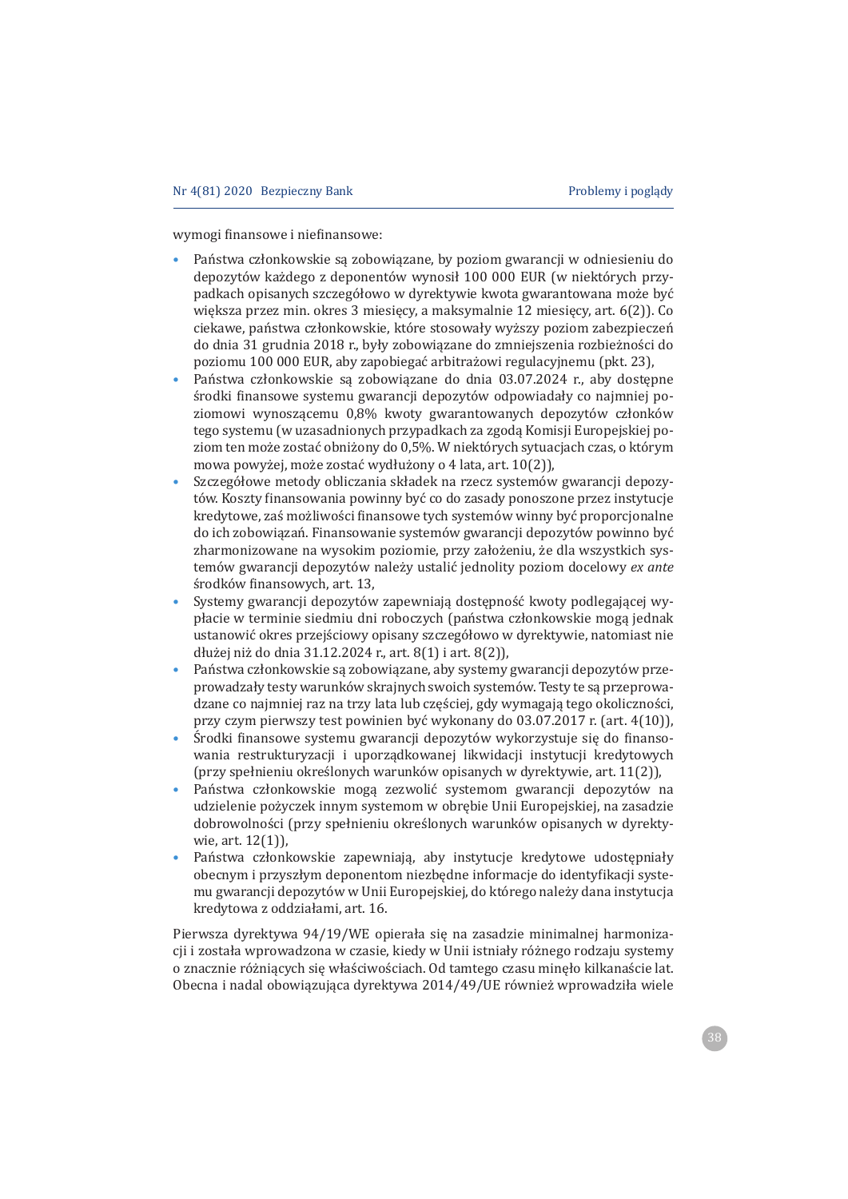wymogi finansowe i niefinansowe:

- Państwa członkowskie są zobowiązane, by poziom gwarancji w odniesieniu do depozytów każdego z deponentów wynosił 100 000 EUR (w niektórych przypadkach opisanych szczegółowo w dyrektywie kwota gwarantowana może być większa przez min. okres 3 miesięcy, a maksymalnie 12 miesięcy, art. 6(2)). Co ciekawe, państwa członkowskie, które stosowały wyższy poziom zabezpieczeń do dnia 31 grudnia 2018 r., były zobowiązane do zmniejszenia rozbieżności do poziomu 100 000 EUR, aby zapobiegać arbitrażowi regulacyjnemu (pkt. 23),
- Państwa członkowskie są zobowiązane do dnia 03.07.2024 r., aby dostępne środki finansowe systemu gwarancji depozytów odpowiadały co najmniej poziomowi wynoszącemu 0,8% kwoty gwarantowanych depozytów członków tego systemu (w uzasadnionych przypadkach za zgodą Komisji Europejskiej poziom ten może zostać obniżony do 0,5%. W niektórych sytuacjach czas, o którym mowa powyżej, może zostać wydłużony o 4 lata, art. 10(2)),
- Szczegółowe metody obliczania składek na rzecz systemów gwarancji depozytów. Koszty finansowania powinny być co do zasady ponoszone przez instytucje kredytowe, zaś możliwości finansowe tych systemów winny być proporcjonalne do ich zobowiązań. Finansowanie systemów gwarancji depozytów powinno być zharmonizowane na wysokim poziomie, przy założeniu, że dla wszystkich systemów gwarancji depozytów należy ustalić jednolity poziom docelowy *ex ante* środków finansowych, art. 13,
- Systemy gwarancji depozytów zapewniają dostępność kwoty podlegającej wypłacie w terminie siedmiu dni roboczych (państwa członkowskie mogą jednak ustanowić okres przejściowy opisany szczegółowo w dyrektywie, natomiast nie dłużej niż do dnia 31.12.2024 r., art. 8(1) i art. 8(2)),
- Państwa członkowskie są zobowiązane, aby systemy gwarancji depozytów przeprowadzały testy warunków skrajnych swoich systemów. Testy te są przeprowadzane co najmniej raz na trzy lata lub częściej, gdy wymagają tego okoliczności, przy czym pierwszy test powinien być wykonany do 03.07.2017 r. (art. 4(10)),
- Środki finansowe systemu gwarancji depozytów wykorzystuje się do finansowania restrukturyzacji i uporządkowanej likwidacji instytucji kredytowych (przy spełnieniu określonych warunków opisanych w dyrektywie, art. 11(2)),
- Państwa członkowskie mogą zezwolić systemom gwarancji depozytów na udzielenie pożyczek innym systemom w obrębie Unii Europejskiej, na zasadzie dobrowolności (przy spełnieniu określonych warunków opisanych w dyrektywie, art. 12(1)),
- Państwa członkowskie zapewniają, aby instytucje kredytowe udostępniały obecnym i przyszłym deponentom niezbędne informacje do identyfikacji systemu gwarancji depozytów w Unii Europejskiej, do którego należy dana instytucja kredytowa z oddziałami, art. 16.

Pierwsza dyrektywa 94/19/WE opierała się na zasadzie minimalnej harmonizacji i została wprowadzona w czasie, kiedy w Unii istniały różnego rodzaju systemy o znacznie różniących się właściwościach. Od tamtego czasu minęło kilkanaście lat. Obecna i nadal obowiązująca dyrektywa 2014/49/UE również wprowadziła wiele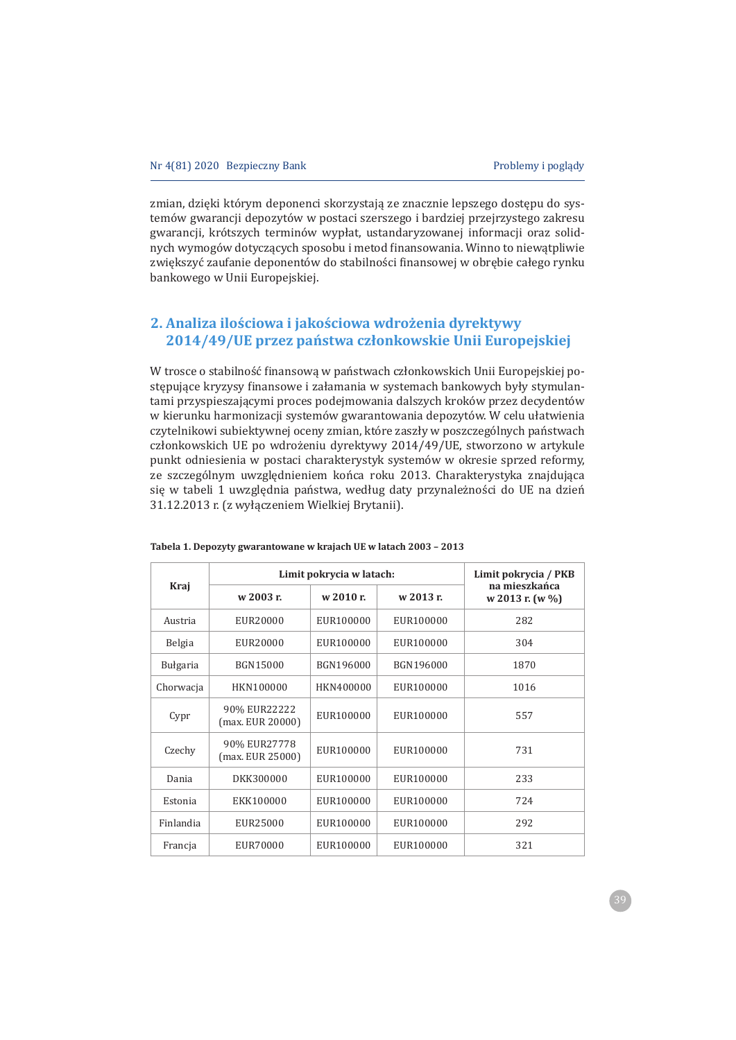zmian, dzięki którym deponenci skorzystają ze znacznie lepszego dostępu do systemów gwarancji depozytów w postaci szerszego i bardziej przejrzystego zakresu gwarancji, krótszych terminów wypłat, ustandaryzowanej informacji oraz solidnych wymogów dotyczących sposobu i metod finansowania. Winno to niewątpliwie zwiększyć zaufanie deponentów do stabilności finansowej w obrębie całego rynku bankowego w Unii Europejskiej.

## 2. Analiza ilościowa i jakościowa wdrożenia dyrektywy 2014/49/UE przez państwa członkowskie Unii Europejskiej

W trosce o stabilność finansową w państwach członkowskich Unii Europejskiej postępujące kryzysy finansowe i załamania w systemach bankowych były stymulantami przyspieszającymi proces podejmowania dalszych kroków przez decydentów w kierunku harmonizacji systemów gwarantowania depozytów. W celu ułatwienia czytelnikowi subiektywnej oceny zmian, które zaszły w poszczególnych państwach członkowskich UE po wdrożeniu dyrektywy 2014/49/UE, stworzono w artykule punkt odniesienia w postaci charakterystyk systemów w okresie sprzed reformy, ze szczególnym uwzględnieniem końca roku 2013. Charakterystyka znajdująca się w tabeli 1 uwzględnia państwa, według daty przynależności do UE na dzień 31.12.2013 r. (z wyłączeniem Wielkiej Brytanii).

**Tabela 1. Depozyty gwarantowane w krajach UE w latach 2003 – 2013**

| Kraj | Limit pokrycia w latach: | | | Limit pokrycia / PKB na mieszkańca w 2013 r. (w %) |
|---|---|---|---|---|
| | w 2003 r. | w 2010 r. | w 2013 r. | |
| Austria | EUR20000 | EUR100000 | EUR100000 | 282 |
| Belgia | EUR20000 | EUR100000 | EUR100000 | 304 |
| Bułgaria | BGN15000 | BGN196000 | BGN196000 | 1870 |
| Chorwacja | HKN100000 | HKN400000 | EUR100000 | 1016 |
| Cypr | 90% EUR22222 (max. EUR 20000) | EUR100000 | EUR100000 | 557 |
| Czechy | 90% EUR27778 (max. EUR 25000) | EUR100000 | EUR100000 | 731 |
| Dania | DKK300000 | EUR100000 | EUR100000 | 233 |
| Estonia | EKK100000 | EUR100000 | EUR100000 | 724 |
| Finlandia | EUR25000 | EUR100000 | EUR100000 | 292 |
| Francja | EUR70000 | EUR100000 | EUR100000 | 321 |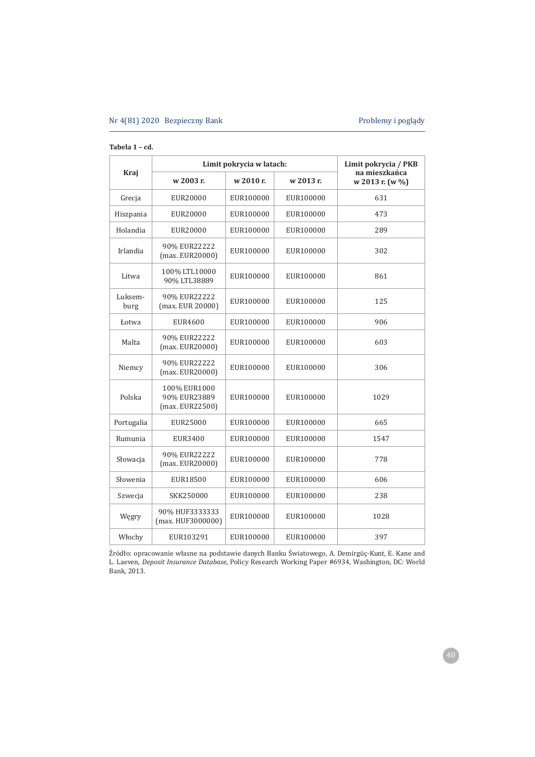**Tabela 1 – cd.**

| Kraj | Limit pokrycia w latach: | | | Limit pokrycia / PKB na mieszkańca w 2013 r. (w %) |
|---|---|---|---|---|
| | w 2003 r. | w 2010 r. | w 2013 r. | |
| Grecja | EUR20000 | EUR100000 | EUR100000 | 631 |
| Hiszpania | EUR20000 | EUR100000 | EUR100000 | 473 |
| Holandia | EUR20000 | EUR100000 | EUR100000 | 289 |
| Irlandia | 90% EUR22222 (max. EUR20000) | EUR100000 | EUR100000 | 302 |
| Litwa | 100% LTL10000 90% LTL38889 | EUR100000 | EUR100000 | 861 |
| Luksem-burg | 90% EUR22222 (max. EUR 20000) | EUR100000 | EUR100000 | 125 |
| Łotwa | EUR4600 | EUR100000 | EUR100000 | 906 |
| Malta | 90% EUR22222 (max. EUR20000) | EUR100000 | EUR100000 | 603 |
| Niemcy | 90% EUR22222 (max. EUR20000) | EUR100000 | EUR100000 | 306 |
| Polska | 100% EUR1000 90% EUR23889 (max. EUR22500) | EUR100000 | EUR100000 | 1029 |
| Portugalia | EUR25000 | EUR100000 | EUR100000 | 665 |
| Rumunia | EUR3400 | EUR100000 | EUR100000 | 1547 |
| Słowacja | 90% EUR22222 (max. EUR20000) | EUR100000 | EUR100000 | 778 |
| Słowenia | EUR18500 | EUR100000 | EUR100000 | 606 |
| Szwecja | SKK250000 | EUR100000 | EUR100000 | 238 |
| Węgry | 90% HUF3333333 (max. HUF3000000) | EUR100000 | EUR100000 | 1028 |
| Włochy | EUR103291 | EUR100000 | EUR100000 | 397 |

Źródło: opracowanie własne na podstawie danych Banku Światowego, A. Demirgüç-Kunt, E. Kane and L. Laeven, *Deposit Insurance Database*, Policy Research Working Paper #6934, Washington, DC: World Bank, 2013.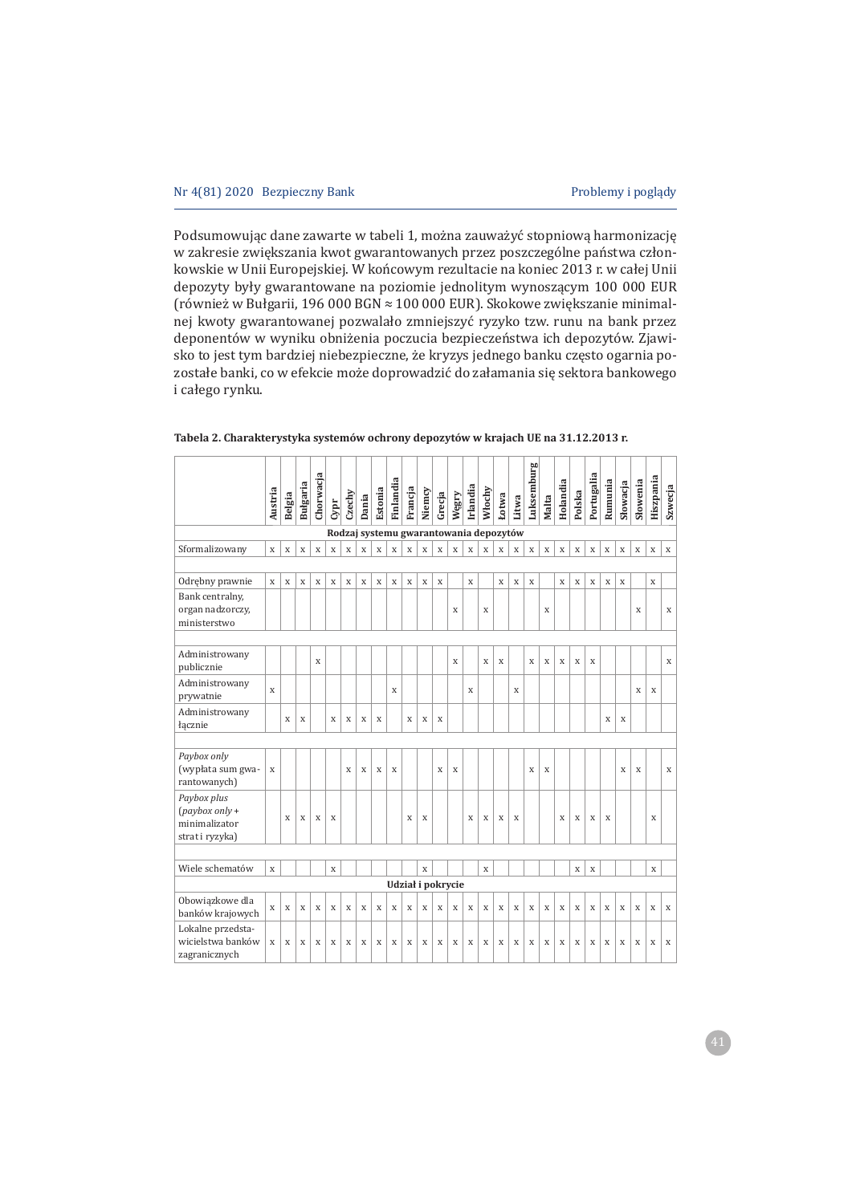Podsumowując dane zawarte w tabeli 1, można zauważyć stopniową harmonizację w zakresie zwiększania kwot gwarantowanych przez poszczególne państwa członkowskie w Unii Europejskiej. W końcowym rezultacie na koniec 2013 r. w całej Unii depozyty były gwarantowane na poziomie jednolitym wynoszącym 100 000 EUR (również w Bułgarii, 196 000 BGN ≈ 100 000 EUR). Skokowe zwiększanie minimalnej kwoty gwarantowanej pozwalało zmniejszyć ryzyko tzw. runu na bank przez deponentów w wyniku obniżenia poczucia bezpieczeństwa ich depozytów. Zjawisko to jest tym bardziej niebezpieczne, że kryzys jednego banku często ogarnia pozostałe banki, co w efekcie może doprowadzić do załamania się sektora bankowego i całego rynku.

**Tabela 2. Charakterystyka systemów ochrony depozytów w krajach UE na 31.12.2013 r.**

| | Austria | Belgia | Bułgaria | Chorwacja | Cypr | Czechy | Dania | Estonia | Finlandia | Francja | Niemcy | Grecja | Węgry | Irlandia | Włochy | Łotwa | Litwa | Luksemburg | Malta | Holandia | Polska | Portugalia | Rumunia | Słowacja | Słowenia | Hiszpania | Szwecja |
|---|---|---|---|---|---|---|---|---|---|---|---|---|---|---|---|---|---|---|---|---|---|---|---|---|---|---|---|
| **Rodzaj systemu gwarantowania depozytów** | | | | | | | | | | | | | | | | | | | | | | | | | | | |
| Sformalizowany | x | x | x | x | x | x | x | x | x | x | x | x | x | x | x | x | x | x | x | x | x | x | x | x | x | x | x |
| | | | | | | | | | | | | | | | | | | | | | | | | | | | |
| Odrębny prawnie | x | x | x | x | x | x | x | x | x | x | x | x | | x | | x | x | x | | x | x | x | x | x | | x | |
| Bank centralny, organ nadzorczy, ministerstwo | | | | | | | | | | | | | x | | x | | | | x | | | | | | x | | x |
| | | | | | | | | | | | | | | | | | | | | | | | | | | | |
| Administrowany publicznie | | | | x | | | | | | | | | x | | x | x | | x | x | x | x | x | | | | | x |
| Administrowany prywatnie | x | | | | | | | | x | | | | | x | | | x | | | | | | | | x | x | |
| Administrowany łącznie | | x | x | | x | x | x | x | | x | x | x | | | | | | | | | | | x | x | | | |
| | | | | | | | | | | | | | | | | | | | | | | | | | | | |
| *Paybox only* (wypłata sum gwarantowanych) | x | | | | | x | x | x | x | | | x | x | | | | | x | x | | | | | x | x | | x |
| *Paybox plus* (*paybox only* + minimalizator strat i ryzyka) | | x | x | x | x | | | | | x | x | | | x | x | x | x | | | x | x | x | x | | | x | |
| | | | | | | | | | | | | | | | | | | | | | | | | | | | |
| Wiele schematów | x | | | | x | | | | | | x | | | | x | | | | | | x | x | | | | x | |
| **Udział i pokrycie** | | | | | | | | | | | | | | | | | | | | | | | | | | | |
| Obowiązkowe dla banków krajowych | x | x | x | x | x | x | x | x | x | x | x | x | x | x | x | x | x | x | x | x | x | x | x | x | x | x | x |
| Lokalne przedstawicielstwa banków zagranicznych | x | x | x | x | x | x | x | x | x | x | x | x | x | x | x | x | x | x | x | x | x | x | x | x | x | x | x |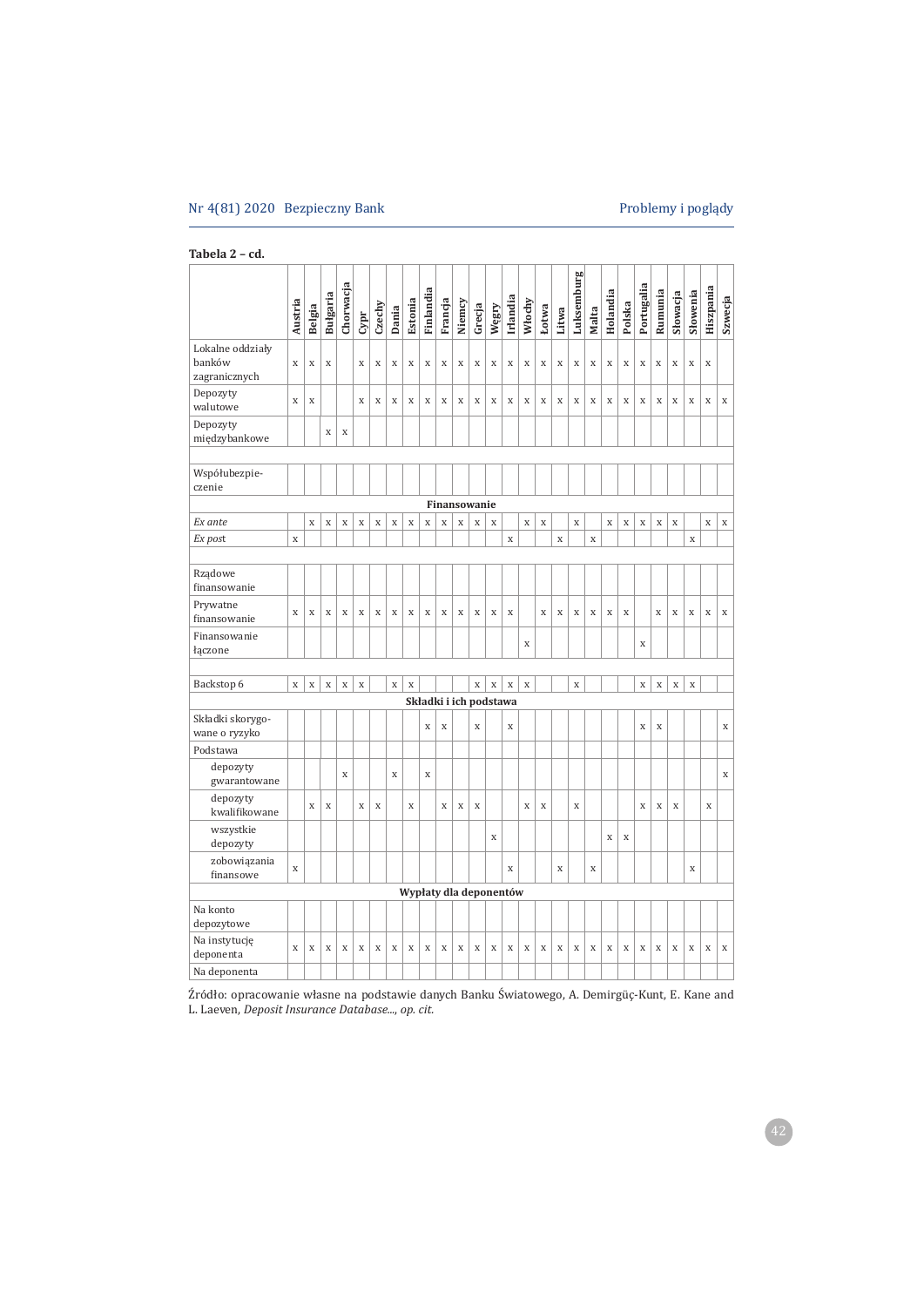**Tabela 2 – cd.**

| | Austria | Belgia | Bułgaria | Chorwacja | Cypr | Czechy | Dania | Estonia | Finlandia | Francja | Niemcy | Grecja | Węgry | Irlandia | Włochy | Łotwa | Litwa | Luksemburg | Malta | Holandia | Polska | Portugalia | Rumunia | Słowacja | Słowenia | Hiszpania | Szwecja |
|---|---|---|---|---|---|---|---|---|---|---|---|---|---|---|---|---|---|---|---|---|---|---|---|---|---|---|---|
| Lokalne oddziały banków zagranicznych | x | x | x | | x | x | x | x | x | x | x | x | x | x | x | x | x | x | x | x | x | x | x | x | x | x | |
| Depozyty walutowe | x | x | | | x | x | x | x | x | x | x | x | x | x | x | x | x | x | x | x | x | x | x | x | x | x | x |
| Depozyty międzybankowe | | | x | x | | | | | | | | | | | | | | | | | | | | | | | |
| | | | | | | | | | | | | | | | | | | | | | | | | | | | |
| Współubezpieczenie | | | | | | | | | | | | | | | | | | | | | | | | | | | |
| **Finansowanie** | | | | | | | | | | | | | | | | | | | | | | | | | | | |
| *Ex ante* | | x | x | x | x | x | x | x | x | x | x | x | x | | x | x | | x | | x | x | x | x | x | | x | x |
| *Ex post* | x | | | | | | | | | | | | | x | | | x | | x | | | | | | x | | |
| | | | | | | | | | | | | | | | | | | | | | | | | | | | |
| Rządowe finansowanie | | | | | | | | | | | | | | | | | | | | | | | | | | | |
| Prywatne finansowanie | x | x | x | x | x | x | x | x | x | x | x | x | x | x | | x | x | x | x | x | x | | x | x | x | x | x |
| Finansowanie łączone | | | | | | | | | | | | | | | x | | | | | | | x | | | | | |
| | | | | | | | | | | | | | | | | | | | | | | | | | | | |
| Backstop 6 | x | x | x | x | x | | x | x | | | | x | x | x | x | | | x | | | | x | x | x | x | | |
| **Składki i ich podstawa** | | | | | | | | | | | | | | | | | | | | | | | | | | | |
| Składki skorygowane o ryzyko | | | | | | | | | x | x | | x | | x | | | | | | | | x | x | | | | x |
| Podstawa | | | | | | | | | | | | | | | | | | | | | | | | | | | |
| depozyty gwarantowane | | | | x | | | x | | x | | | | | | | | | | | | | | | | | | x |
| depozyty kwalifikowane | | x | x | | x | x | | x | | x | x | x | | | x | x | | x | | | | x | x | x | | x | |
| wszystkie depozyty | | | | | | | | | | | | | x | | | | | | | x | x | | | | | | |
| zobowiązania finansowe | x | | | | | | | | | | | | | x | | | x | | x | | | | | | x | | |
| **Wypłaty dla deponentów** | | | | | | | | | | | | | | | | | | | | | | | | | | | |
| Na konto depozytowe | | | | | | | | | | | | | | | | | | | | | | | | | | | |
| Na instytucję deponenta | x | x | x | x | x | x | x | x | x | x | x | x | x | x | x | x | x | x | x | x | x | x | x | x | x | x | x |
| Na deponenta | | | | | | | | | | | | | | | | | | | | | | | | | | | |

Źródło: opracowanie własne na podstawie danych Banku Światowego, A. Demirgüç-Kunt, E. Kane and L. Laeven, *Deposit Insurance Database..., op. cit.*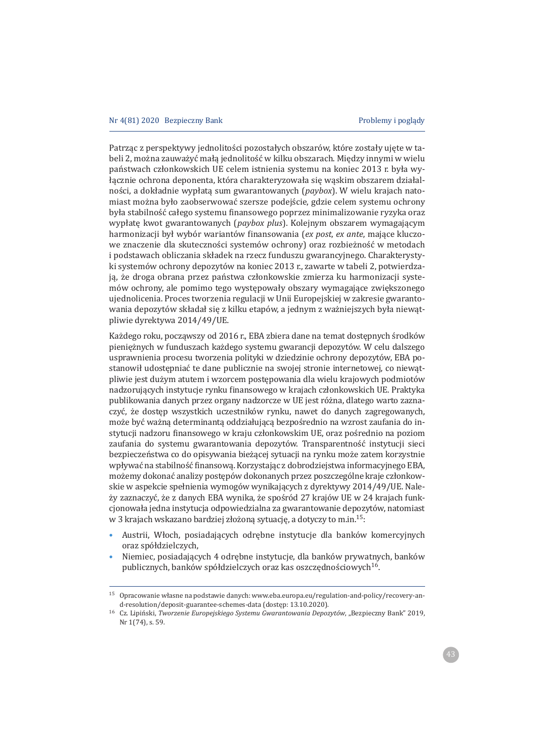Patrząc z perspektywy jednolitości pozostałych obszarów, które zostały ujęte w tabeli 2, można zauważyć małą jednolitość w kilku obszarach. Między innymi w wielu państwach członkowskich UE celem istnienia systemu na koniec 2013 r. była wyłącznie ochrona deponenta, która charakteryzowała się wąskim obszarem działalności, a dokładnie wypłatą sum gwarantowanych (*paybox*). W wielu krajach natomiast można było zaobserwować szersze podejście, gdzie celem systemu ochrony była stabilność całego systemu finansowego poprzez minimalizowanie ryzyka oraz wypłatę kwot gwarantowanych (*paybox plus*). Kolejnym obszarem wymagającym harmonizacji był wybór wariantów finansowania (*ex post*, *ex ante*, mające kluczowe znaczenie dla skuteczności systemów ochrony) oraz rozbieżność w metodach i podstawach obliczania składek na rzecz funduszu gwarancyjnego. Charakterystyki systemów ochrony depozytów na koniec 2013 r., zawarte w tabeli 2, potwierdzają, że droga obrana przez państwa członkowskie zmierza ku harmonizacji systemów ochrony, ale pomimo tego występowały obszary wymagające zwiększonego ujednolicenia. Proces tworzenia regulacji w Unii Europejskiej w zakresie gwarantowania depozytów składał się z kilku etapów, a jednym z ważniejszych była niewątpliwie dyrektywa 2014/49/UE.

Każdego roku, począwszy od 2016 r., EBA zbiera dane na temat dostępnych środków pieniężnych w funduszach każdego systemu gwarancji depozytów. W celu dalszego usprawnienia procesu tworzenia polityki w dziedzinie ochrony depozytów, EBA postanowił udostępniać te dane publicznie na swojej stronie internetowej, co niewątpliwie jest dużym atutem i wzorcem postępowania dla wielu krajowych podmiotów nadzorujących instytucje rynku finansowego w krajach członkowskich UE. Praktyka publikowania danych przez organy nadzorcze w UE jest różna, dlatego warto zaznaczyć, że dostęp wszystkich uczestników rynku, nawet do danych zagregowanych, może być ważną determinantą oddziałującą bezpośrednio na wzrost zaufania do instytucji nadzoru finansowego w kraju członkowskim UE, oraz pośrednio na poziom zaufania do systemu gwarantowania depozytów. Transparentność instytucji sieci bezpieczeństwa co do opisywania bieżącej sytuacji na rynku może zatem korzystnie wpływać na stabilność finansową. Korzystając z dobrodziejstwa informacyjnego EBA, możemy dokonać analizy postępów dokonanych przez poszczególne kraje członkowskie w aspekcie spełnienia wymogów wynikających z dyrektywy 2014/49/UE. Należy zaznaczyć, że z danych EBA wynika, że spośród 27 krajów UE w 24 krajach funkcjonowała jedna instytucja odpowiedzialna za gwarantowanie depozytów, natomiast w 3 krajach wskazano bardziej złożoną sytuację, a dotyczy to m.in.[15]:

- Austrii, Włoch, posiadających odrębne instytucje dla banków komercyjnych oraz spółdzielczych,
- Niemiec, posiadających 4 odrębne instytucje, dla banków prywatnych, banków publicznych, banków spółdzielczych oraz kas oszczędnościowych[16].

---

[15] Opracowanie własne na podstawie danych: www.eba.europa.eu/regulation-and-policy/recovery-and-resolution/deposit-guarantee-schemes-data (dostęp: 13.10.2020).

[16] Cz. Lipiński, *Tworzenie Europejskiego Systemu Gwarantowania Depozytów*, „Bezpieczny Bank" 2019, Nr 1(74), s. 59.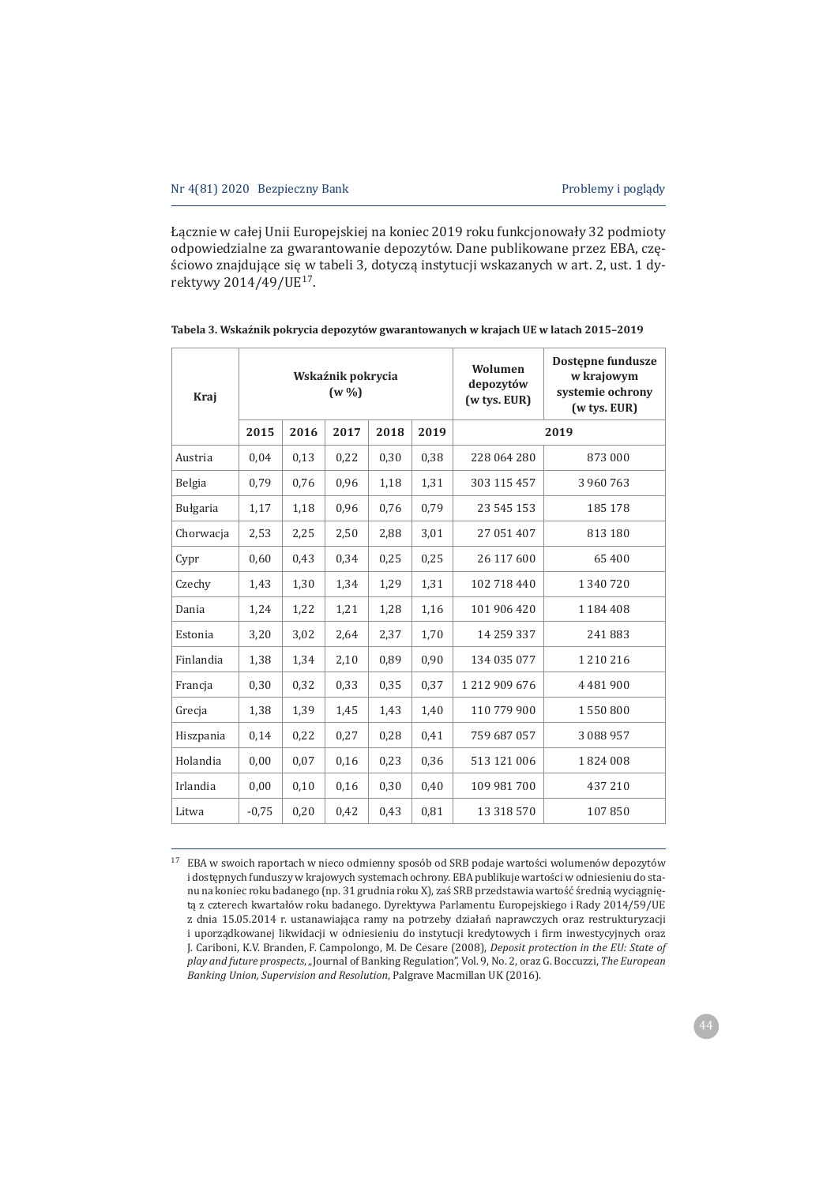Łącznie w całej Unii Europejskiej na koniec 2019 roku funkcjonowały 32 podmioty odpowiedzialne za gwarantowanie depozytów. Dane publikowane przez EBA, częściowo znajdujące się w tabeli 3, dotyczą instytucji wskazanych w art. 2, ust. 1 dyrektywy 2014/49/UE[17].

**Tabela 3. Wskaźnik pokrycia depozytów gwarantowanych w krajach UE w latach 2015–2019**

| Kraj | Wskaźnik pokrycia (w %) | | | | | Wolumen depozytów (w tys. EUR) | Dostępne fundusze w krajowym systemie ochrony (w tys. EUR) |
|---|---|---|---|---|---|---|---|
| | 2015 | 2016 | 2017 | 2018 | 2019 | 2019 | |
| Austria | 0,04 | 0,13 | 0,22 | 0,30 | 0,38 | 228 064 280 | 873 000 |
| Belgia | 0,79 | 0,76 | 0,96 | 1,18 | 1,31 | 303 115 457 | 3 960 763 |
| Bułgaria | 1,17 | 1,18 | 0,96 | 0,76 | 0,79 | 23 545 153 | 185 178 |
| Chorwacja | 2,53 | 2,25 | 2,50 | 2,88 | 3,01 | 27 051 407 | 813 180 |
| Cypr | 0,60 | 0,43 | 0,34 | 0,25 | 0,25 | 26 117 600 | 65 400 |
| Czechy | 1,43 | 1,30 | 1,34 | 1,29 | 1,31 | 102 718 440 | 1 340 720 |
| Dania | 1,24 | 1,22 | 1,21 | 1,28 | 1,16 | 101 906 420 | 1 184 408 |
| Estonia | 3,20 | 3,02 | 2,64 | 2,37 | 1,70 | 14 259 337 | 241 883 |
| Finlandia | 1,38 | 1,34 | 2,10 | 0,89 | 0,90 | 134 035 077 | 1 210 216 |
| Francja | 0,30 | 0,32 | 0,33 | 0,35 | 0,37 | 1 212 909 676 | 4 481 900 |
| Grecja | 1,38 | 1,39 | 1,45 | 1,43 | 1,40 | 110 779 900 | 1 550 800 |
| Hiszpania | 0,14 | 0,22 | 0,27 | 0,28 | 0,41 | 759 687 057 | 3 088 957 |
| Holandia | 0,00 | 0,07 | 0,16 | 0,23 | 0,36 | 513 121 006 | 1 824 008 |
| Irlandia | 0,00 | 0,10 | 0,16 | 0,30 | 0,40 | 109 981 700 | 437 210 |
| Litwa | -0,75 | 0,20 | 0,42 | 0,43 | 0,81 | 13 318 570 | 107 850 |

[17] EBA w swoich raportach w nieco odmienny sposób od SRB podaje wartości wolumenów depozytów i dostępnych funduszy w krajowych systemach ochrony. EBA publikuje wartości w odniesieniu do stanu na koniec roku badanego (np. 31 grudnia roku X), zaś SRB przedstawia wartość średnią wyciągniętą z czterech kwartałów roku badanego. Dyrektywa Parlamentu Europejskiego i Rady 2014/59/UE z dnia 15.05.2014 r. ustanawiająca ramy na potrzeby działań naprawczych oraz restrukturyzacji i uporządkowanej likwidacji w odniesieniu do instytucji kredytowych i firm inwestycyjnych oraz J. Cariboni, K.V. Branden, F. Campolongo, M. De Cesare (2008), *Deposit protection in the EU: State of play and future prospects*, „Journal of Banking Regulation", Vol. 9, No. 2, oraz G. Boccuzzi, *The European Banking Union, Supervision and Resolution*, Palgrave Macmillan UK (2016).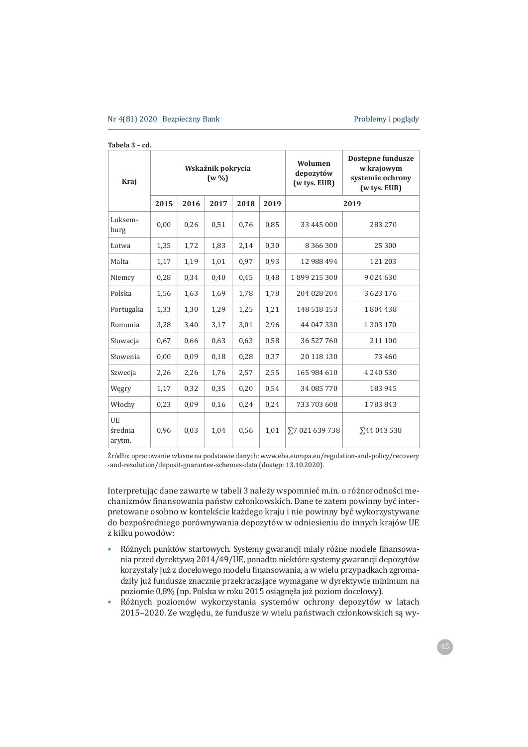**Tabela 3 – cd.**

| Kraj | Wskaźnik pokrycia (w %) | | | | | Wolumen depozytów (w tys. EUR) | Dostępne fundusze w krajowym systemie ochrony (w tys. EUR) |
|---|---|---|---|---|---|---|---|
| | 2015 | 2016 | 2017 | 2018 | 2019 | 2019 | |
| Luksem-burg | 0,00 | 0,26 | 0,51 | 0,76 | 0,85 | 33 445 000 | 283 270 |
| Łotwa | 1,35 | 1,72 | 1,83 | 2,14 | 0,30 | 8 366 300 | 25 300 |
| Malta | 1,17 | 1,19 | 1,01 | 0,97 | 0,93 | 12 988 494 | 121 203 |
| Niemcy | 0,28 | 0,34 | 0,40 | 0,45 | 0,48 | 1 899 215 300 | 9 024 630 |
| Polska | 1,56 | 1,63 | 1,69 | 1,78 | 1,78 | 204 028 204 | 3 623 176 |
| Portugalia | 1,33 | 1,30 | 1,29 | 1,25 | 1,21 | 148 518 153 | 1 804 438 |
| Rumunia | 3,28 | 3,40 | 3,17 | 3,01 | 2,96 | 44 047 330 | 1 303 170 |
| Słowacja | 0,67 | 0,66 | 0,63 | 0,63 | 0,58 | 36 527 760 | 211 100 |
| Słowenia | 0,00 | 0,09 | 0,18 | 0,28 | 0,37 | 20 118 130 | 73 460 |
| Szwecja | 2,26 | 2,26 | 1,76 | 2,57 | 2,55 | 165 984 610 | 4 240 530 |
| Węgry | 1,17 | 0,32 | 0,35 | 0,20 | 0,54 | 34 085 770 | 183 945 |
| Włochy | 0,23 | 0,09 | 0,16 | 0,24 | 0,24 | 733 703 608 | 1 783 843 |
| UE średnia arytm. | 0,96 | 0,03 | 1,04 | 0,56 | 1,01 | ∑7 021 639 738 | ∑44 043 538 |

Źródło: opracowanie własne na podstawie danych: www.eba.europa.eu/regulation-and-policy/recovery-and-resolution/deposit-guarantee-schemes-data (dostęp: 13.10.2020).

Interpretując dane zawarte w tabeli 3 należy wspomnieć m.in. o różnorodności mechanizmów finansowania państw członkowskich. Dane te zatem powinny być interpretowane osobno w kontekście każdego kraju i nie powinny być wykorzystywane do bezpośredniego porównywania depozytów w odniesieniu do innych krajów UE z kilku powodów:

- Różnych punktów startowych. Systemy gwarancji miały różne modele finansowania przed dyrektywą 2014/49/UE, ponadto niektóre systemy gwarancji depozytów korzystały już z docelowego modelu finansowania, a w wielu przypadkach zgromadziły już fundusze znacznie przekraczające wymagane w dyrektywie minimum na poziomie 0,8% (np. Polska w roku 2015 osiągnęła już poziom docelowy).
- Różnych poziomów wykorzystania systemów ochrony depozytów w latach 2015–2020. Ze względu, że fundusze w wielu państwach członkowskich są wy-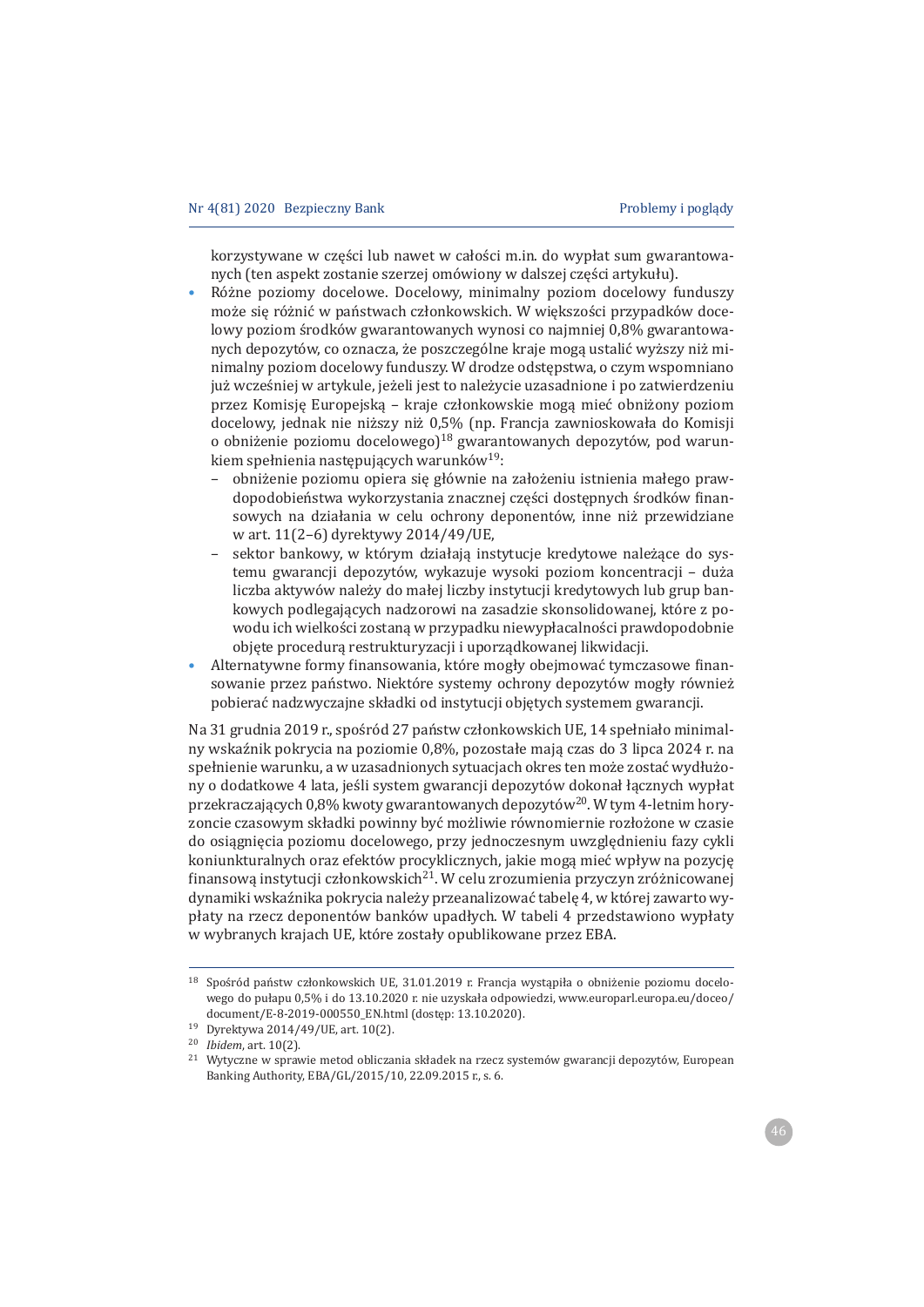korzystywane w części lub nawet w całości m.in. do wypłat sum gwarantowanych (ten aspekt zostanie szerzej omówiony w dalszej części artykułu).

- Różne poziomy docelowe. Docelowy, minimalny poziom docelowy funduszy może się różnić w państwach członkowskich. W większości przypadków docelowy poziom środków gwarantowanych wynosi co najmniej 0,8% gwarantowanych depozytów, co oznacza, że poszczególne kraje mogą ustalić wyższy niż minimalny poziom docelowy funduszy. W drodze odstępstwa, o czym wspomniano już wcześniej w artykule, jeżeli jest to należycie uzasadnione i po zatwierdzeniu przez Komisję Europejską – kraje członkowskie mogą mieć obniżony poziom docelowy, jednak nie niższy niż 0,5% (np. Francja zawnioskowała do Komisji o obniżenie poziomu docelowego)[18] gwarantowanych depozytów, pod warunkiem spełnienia następujących warunków[19]:
  - obniżenie poziomu opiera się głównie na założeniu istnienia małego prawdopodobieństwa wykorzystania znacznej części dostępnych środków finansowych na działania w celu ochrony deponentów, inne niż przewidziane w art. 11(2–6) dyrektywy 2014/49/UE,
  - sektor bankowy, w którym działają instytucje kredytowe należące do systemu gwarancji depozytów, wykazuje wysoki poziom koncentracji – duża liczba aktywów należy do małej liczby instytucji kredytowych lub grup bankowych podlegających nadzorowi na zasadzie skonsolidowanej, które z powodu ich wielkości zostaną w przypadku niewypłacalności prawdopodobnie objęte procedurą restrukturyzacji i uporządkowanej likwidacji.
- Alternatywne formy finansowania, które mogły obejmować tymczasowe finansowanie przez państwo. Niektóre systemy ochrony depozytów mogły również pobierać nadzwyczajne składki od instytucji objętych systemem gwarancji.

Na 31 grudnia 2019 r., spośród 27 państw członkowskich UE, 14 spełniało minimalny wskaźnik pokrycia na poziomie 0,8%, pozostałe mają czas do 3 lipca 2024 r. na spełnienie warunku, a w uzasadnionych sytuacjach okres ten może zostać wydłużony o dodatkowe 4 lata, jeśli system gwarancji depozytów dokonał łącznych wypłat przekraczających 0,8% kwoty gwarantowanych depozytów[20]. W tym 4-letnim horyzoncie czasowym składki powinny być możliwie równomiernie rozłożone w czasie do osiągnięcia poziomu docelowego, przy jednoczesnym uwzględnieniu fazy cykli koniunkturalnych oraz efektów procyklicznych, jakie mogą mieć wpływ na pozycję finansową instytucji członkowskich[21]. W celu zrozumienia przyczyn zróżnicowanej dynamiki wskaźnika pokrycia należy przeanalizować tabelę 4, w której zawarto wypłaty na rzecz deponentów banków upadłych. W tabeli 4 przedstawiono wypłaty w wybranych krajach UE, które zostały opublikowane przez EBA.

---

[18] Spośród państw członkowskich UE, 31.01.2019 r. Francja wystąpiła o obniżenie poziomu docelowego do pułapu 0,5% i do 13.10.2020 r. nie uzyskała odpowiedzi, www.europarl.europa.eu/doceo/document/E-8-2019-000550_EN.html (dostęp: 13.10.2020).

[19] Dyrektywa 2014/49/UE, art. 10(2).

[20] *Ibidem*, art. 10(2).

[21] Wytyczne w sprawie metod obliczania składek na rzecz systemów gwarancji depozytów, European Banking Authority, EBA/GL/2015/10, 22.09.2015 r., s. 6.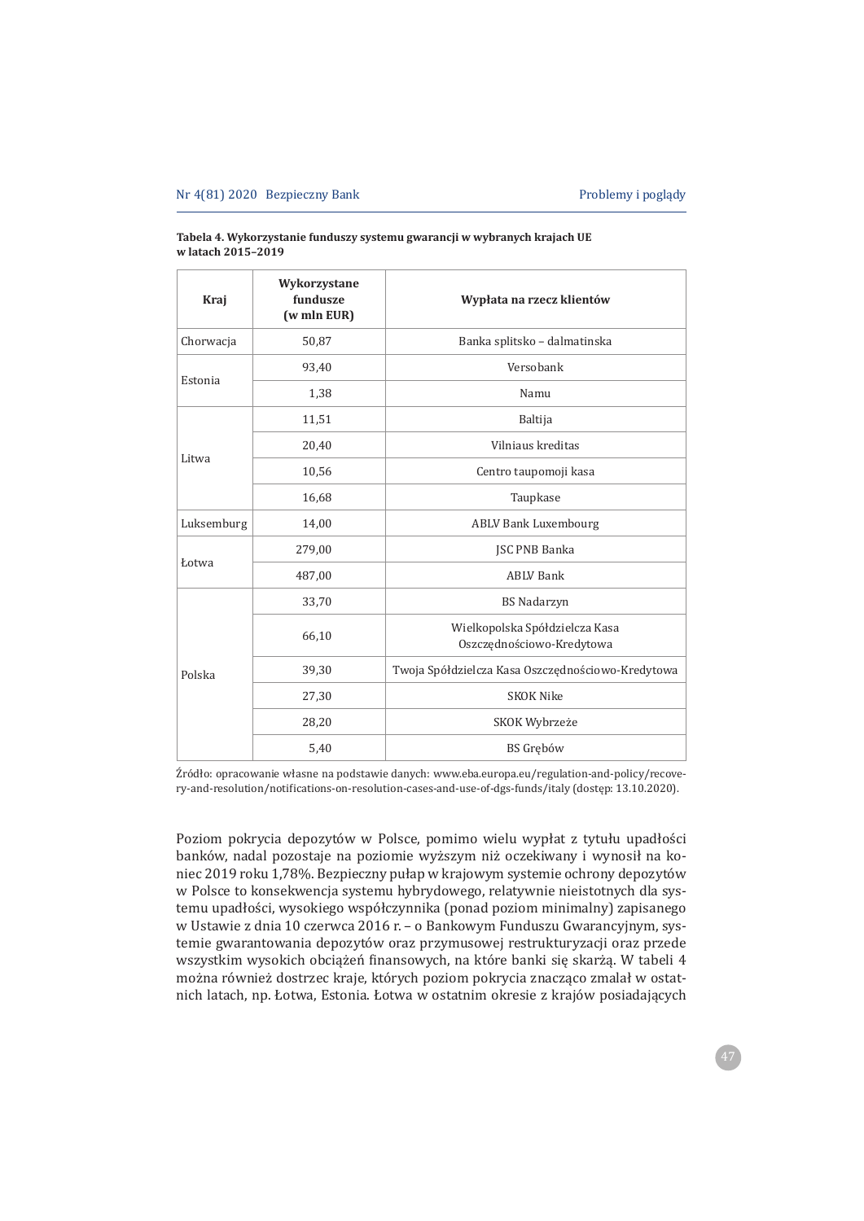**Tabela 4. Wykorzystanie funduszy systemu gwarancji w wybranych krajach UE w latach 2015–2019**

| Kraj | Wykorzystane fundusze (w mln EUR) | Wypłata na rzecz klientów |
|---|---|---|
| Chorwacja | 50,87 | Banka splitsko – dalmatinska |
| Estonia | 93,40 | Versobank |
| | 1,38 | Namu |
| Litwa | 11,51 | Baltija |
| | 20,40 | Vilniaus kreditas |
| | 10,56 | Centro taupomoji kasa |
| | 16,68 | Taupkase |
| Luksemburg | 14,00 | ABLV Bank Luxembourg |
| Łotwa | 279,00 | JSC PNB Banka |
| | 487,00 | ABLV Bank |
| Polska | 33,70 | BS Nadarzyn |
| | 66,10 | Wielkopolska Spółdzielcza Kasa Oszczędnościowo-Kredytowa |
| | 39,30 | Twoja Spółdzielcza Kasa Oszczędnościowo-Kredytowa |
| | 27,30 | SKOK Nike |
| | 28,20 | SKOK Wybrzeże |
| | 5,40 | BS Grębów |

Źródło: opracowanie własne na podstawie danych: www.eba.europa.eu/regulation-and-policy/recovery-and-resolution/notifications-on-resolution-cases-and-use-of-dgs-funds/italy (dostęp: 13.10.2020).

Poziom pokrycia depozytów w Polsce, pomimo wielu wypłat z tytułu upadłości banków, nadal pozostaje na poziomie wyższym niż oczekiwany i wynosił na koniec 2019 roku 1,78%. Bezpieczny pułap w krajowym systemie ochrony depozytów w Polsce to konsekwencja systemu hybrydowego, relatywnie nieistotnych dla systemu upadłości, wysokiego współczynnika (ponad poziom minimalny) zapisanego w Ustawie z dnia 10 czerwca 2016 r. – o Bankowym Funduszu Gwarancyjnym, systemie gwarantowania depozytów oraz przymusowej restrukturyzacji oraz przede wszystkim wysokich obciążeń finansowych, na które banki się skarżą. W tabeli 4 można również dostrzec kraje, których poziom pokrycia znacząco zmalał w ostatnich latach, np. Łotwa, Estonia. Łotwa w ostatnim okresie z krajów posiadających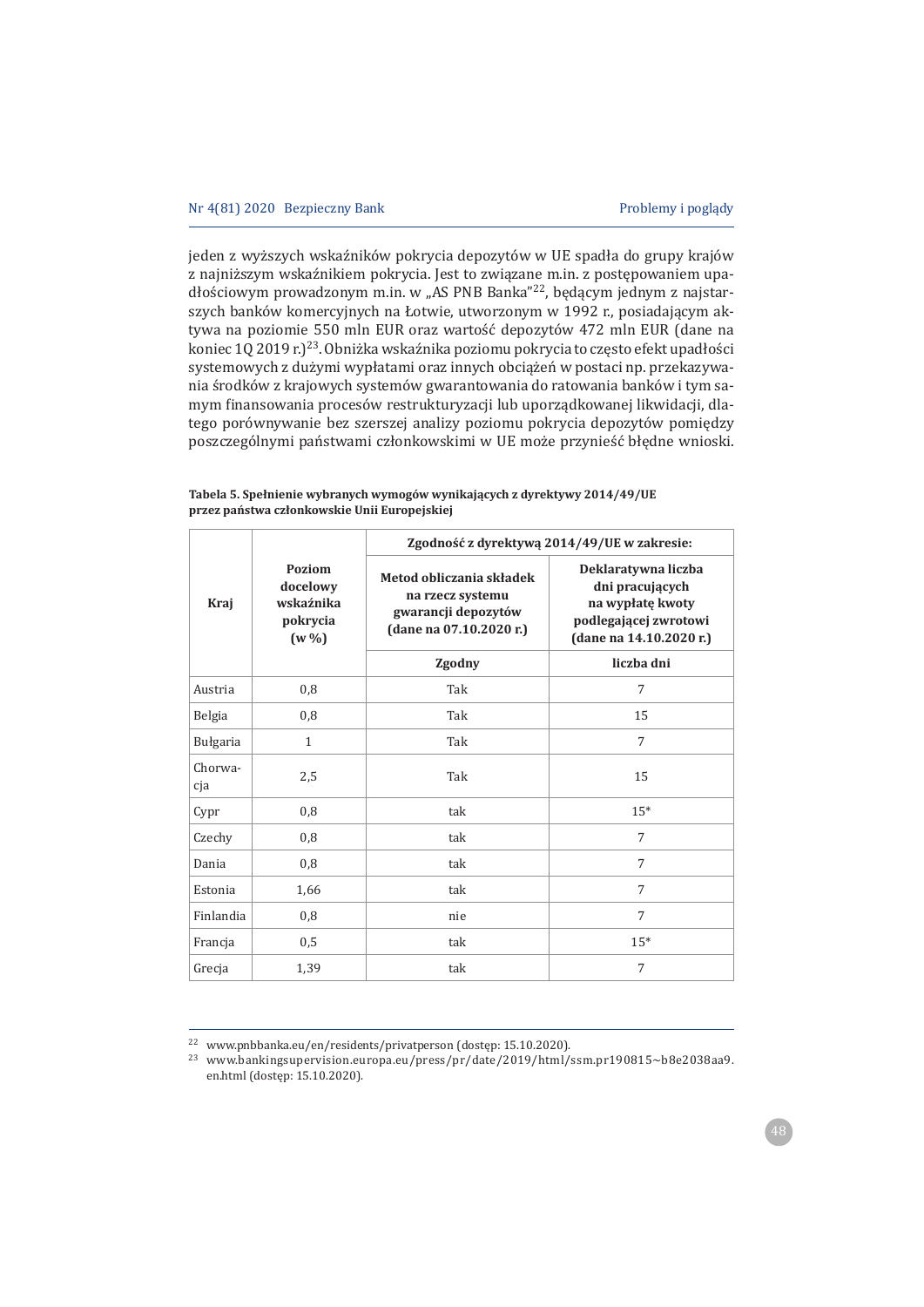jeden z wyższych wskaźników pokrycia depozytów w UE spadła do grupy krajów z najniższym wskaźnikiem pokrycia. Jest to związane m.in. z postępowaniem upadłościowym prowadzonym m.in. w „AS PNB Banka"[22], będącym jednym z najstarszych banków komercyjnych na Łotwie, utworzonym w 1992 r., posiadającym aktywa na poziomie 550 mln EUR oraz wartość depozytów 472 mln EUR (dane na koniec 1Q 2019 r.)[23]. Obniżka wskaźnika poziomu pokrycia to często efekt upadłości systemowych z dużymi wypłatami oraz innych obciążeń w postaci np. przekazywania środków z krajowych systemów gwarantowania do ratowania banków i tym samym finansowania procesów restrukturyzacji lub uporządkowanej likwidacji, dlatego porównywanie bez szerszej analizy poziomu pokrycia depozytów pomiędzy poszczególnymi państwami członkowskimi w UE może przynieść błędne wnioski.

**Tabela 5. Spełnienie wybranych wymogów wynikających z dyrektywy 2014/49/UE przez państwa członkowskie Unii Europejskiej**

| Kraj | Poziom docelowy wskaźnika pokrycia (w %) | Zgodność z dyrektywą 2014/49/UE w zakresie: | |
|---|---|---|---|
| | | Metod obliczania składek na rzecz systemu gwarancji depozytów (dane na 07.10.2020 r.) | Deklaratywna liczba dni pracujących na wypłatę kwoty podlegającej zwrotowi (dane na 14.10.2020 r.) |
| | | Zgodny | liczba dni |
| Austria | 0,8 | Tak | 7 |
| Belgia | 0,8 | Tak | 15 |
| Bułgaria | 1 | Tak | 7 |
| Chorwacja | 2,5 | Tak | 15 |
| Cypr | 0,8 | tak | 15* |
| Czechy | 0,8 | tak | 7 |
| Dania | 0,8 | tak | 7 |
| Estonia | 1,66 | tak | 7 |
| Finlandia | 0,8 | nie | 7 |
| Francja | 0,5 | tak | 15* |
| Grecja | 1,39 | tak | 7 |

[22] www.pnbbanka.eu/en/residents/privatperson (dostęp: 15.10.2020).

[23] www.bankingsupervision.europa.eu/press/pr/date/2019/html/ssm.pr190815~b8e2038aa9.en.html (dostęp: 15.10.2020).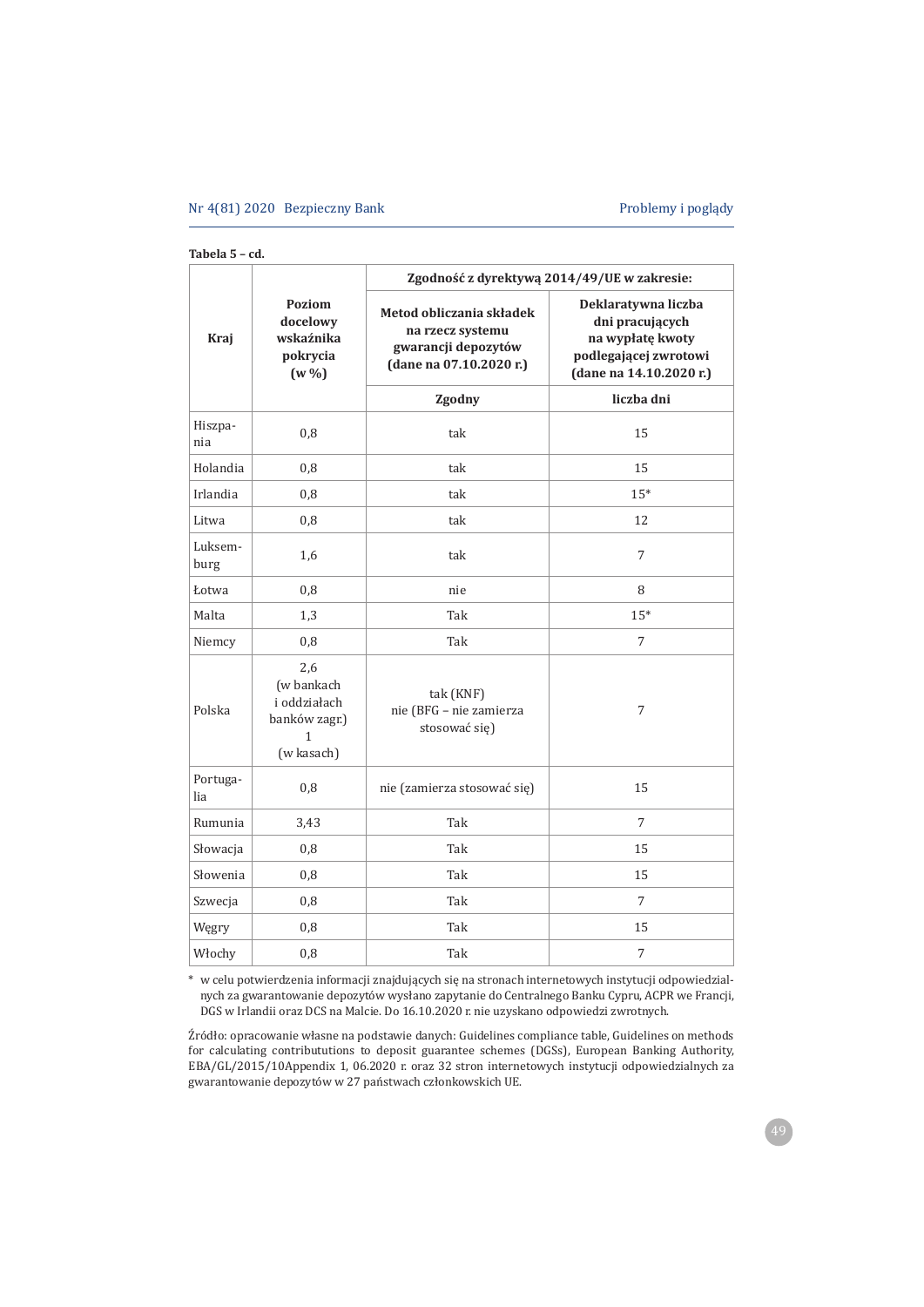**Tabela 5 – cd.**

| Kraj | Poziom docelowy wskaźnika pokrycia (w %) | Zgodność z dyrektywą 2014/49/UE w zakresie: | |
|---|---|---|---|
| | | Metod obliczania składek na rzecz systemu gwarancji depozytów (dane na 07.10.2020 r.) | Deklaratywna liczba dni pracujących na wypłatę kwoty podlegającej zwrotowi (dane na 14.10.2020 r.) |
| | | Zgodny | liczba dni |
| Hiszpania | 0,8 | tak | 15 |
| Holandia | 0,8 | tak | 15 |
| Irlandia | 0,8 | tak | 15* |
| Litwa | 0,8 | tak | 12 |
| Luksemburg | 1,6 | tak | 7 |
| Łotwa | 0,8 | nie | 8 |
| Malta | 1,3 | Tak | 15* |
| Niemcy | 0,8 | Tak | 7 |
| Polska | 2,6 (w bankach i oddziałach banków zagr.) 1 (w kasach) | tak (KNF) nie (BFG – nie zamierza stosować się) | 7 |
| Portugalia | 0,8 | nie (zamierza stosować się) | 15 |
| Rumunia | 3,43 | Tak | 7 |
| Słowacja | 0,8 | Tak | 15 |
| Słowenia | 0,8 | Tak | 15 |
| Szwecja | 0,8 | Tak | 7 |
| Węgry | 0,8 | Tak | 15 |
| Włochy | 0,8 | Tak | 7 |

\* w celu potwierdzenia informacji znajdujących się na stronach internetowych instytucji odpowiedzialnych za gwarantowanie depozytów wysłano zapytanie do Centralnego Banku Cypru, ACPR we Francji, DGS w Irlandii oraz DCS na Malcie. Do 16.10.2020 r. nie uzyskano odpowiedzi zwrotnych.

Źródło: opracowanie własne na podstawie danych: Guidelines compliance table, Guidelines on methods for calculating contribututions to deposit guarantee schemes (DGSs), European Banking Authority, EBA/GL/2015/10Appendix 1, 06.2020 r. oraz 32 stron internetowych instytucji odpowiedzialnych za gwarantowanie depozytów w 27 państwach członkowskich UE.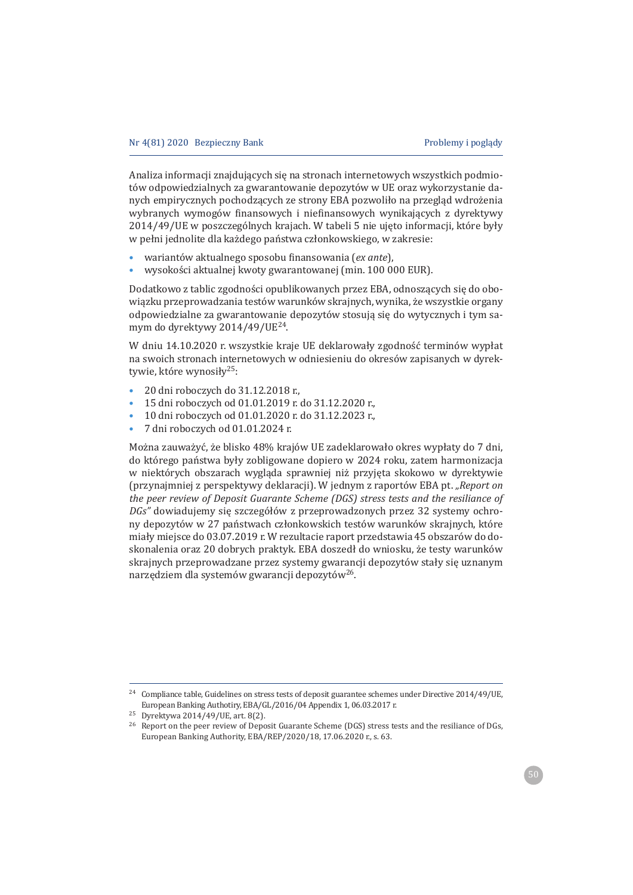Analiza informacji znajdujących się na stronach internetowych wszystkich podmiotów odpowiedzialnych za gwarantowanie depozytów w UE oraz wykorzystanie danych empirycznych pochodzących ze strony EBA pozwoliło na przegląd wdrożenia wybranych wymogów finansowych i niefinansowych wynikających z dyrektywy 2014/49/UE w poszczególnych krajach. W tabeli 5 nie ujęto informacji, które były w pełni jednolite dla każdego państwa członkowskiego, w zakresie:

- wariantów aktualnego sposobu finansowania (*ex ante*),
- wysokości aktualnej kwoty gwarantowanej (min. 100 000 EUR).

Dodatkowo z tablic zgodności opublikowanych przez EBA, odnoszących się do obowiązku przeprowadzania testów warunków skrajnych, wynika, że wszystkie organy odpowiedzialne za gwarantowanie depozytów stosują się do wytycznych i tym samym do dyrektywy 2014/49/UE[24].

W dniu 14.10.2020 r. wszystkie kraje UE deklarowały zgodność terminów wypłat na swoich stronach internetowych w odniesieniu do okresów zapisanych w dyrektywie, które wynosiły[25]:

- 20 dni roboczych do 31.12.2018 r.,
- 15 dni roboczych od 01.01.2019 r. do 31.12.2020 r.,
- 10 dni roboczych od 01.01.2020 r. do 31.12.2023 r.,
- 7 dni roboczych od 01.01.2024 r.

Można zauważyć, że blisko 48% krajów UE zadeklarowało okres wypłaty do 7 dni, do którego państwa były zobligowane dopiero w 2024 roku, zatem harmonizacja w niektórych obszarach wygląda sprawniej niż przyjęta skokowo w dyrektywie (przynajmniej z perspektywy deklaracji). W jednym z raportów EBA pt. *„Report on the peer review of Deposit Guarantee Scheme (DGS) stress tests and the resiliance of DGs"* dowiadujemy się szczegółów z przeprowadzonych przez 32 systemy ochrony depozytów w 27 państwach członkowskich testów warunków skrajnych, które miały miejsce do 03.07.2019 r. W rezultacie raport przedstawia 45 obszarów do doskonalenia oraz 20 dobrych praktyk. EBA doszedł do wniosku, że testy warunków skrajnych przeprowadzane przez systemy gwarancji depozytów stały się uznanym narzędziem dla systemów gwarancji depozytów[26].

---

[24] Compliance table, Guidelines on stress tests of deposit guarantee schemes under Directive 2014/49/UE, European Banking Authotiry, EBA/GL/2016/04 Appendix 1, 06.03.2017 r.

[25] Dyrektywa 2014/49/UE, art. 8(2).

[26] Report on the peer review of Deposit Guarantee Scheme (DGS) stress tests and the resiliance of DGs, European Banking Authority, EBA/REP/2020/18, 17.06.2020 r., s. 63.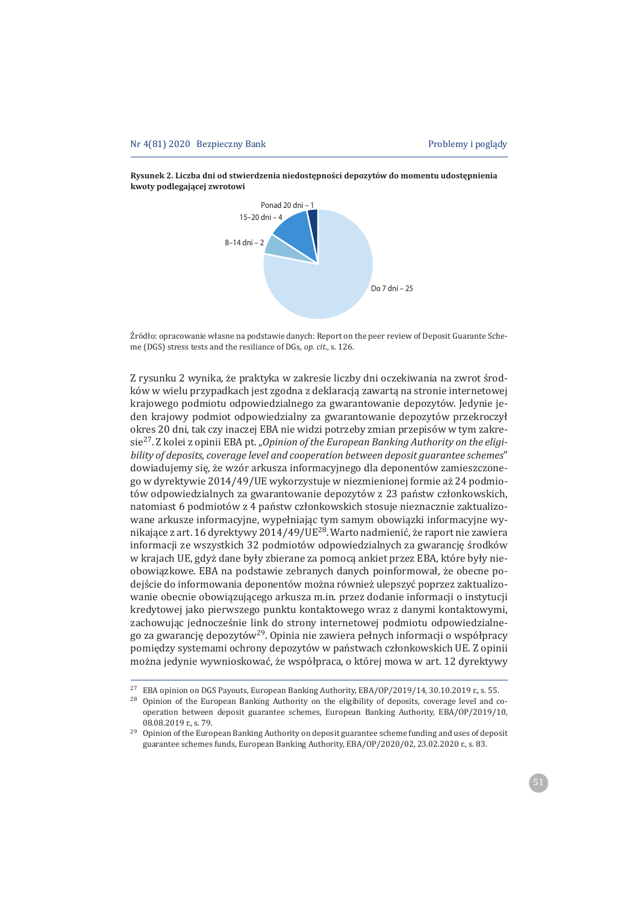**Rysunek 2. Liczba dni od stwierdzenia niedostępności depozytów do momentu udostępnienia kwoty podlegającej zwrotowi**

Ponad 20 dni – 1

15–20 dni – 4

8–14 dni – 2

Do 7 dni – 25

Źródło: opracowanie własne na podstawie danych: Report on the peer review of Deposit Guarantee Scheme (DGS) stress tests and the resiliance of DGs, *op. cit.*, s. 126.

Z rysunku 2 wynika, że praktyka w zakresie liczby dni oczekiwania na zwrot środków w wielu przypadkach jest zgodna z deklaracją zawartą na stronie internetowej krajowego podmiotu odpowiedzialnego za gwarantowanie depozytów. Jedynie jeden krajowy podmiot odpowiedzialny za gwarantowanie depozytów przekroczył okres 20 dni, tak czy inaczej EBA nie widzi potrzeby zmian przepisów w tym zakresie[27]. Z kolei z opinii EBA pt. „*Opinion of the European Banking Authority on the eligibility of deposits, coverage level and cooperation between deposit guarantee schemes*" dowiadujemy się, że wzór arkusza informacyjnego dla deponentów zamieszczonego w dyrektywie 2014/49/UE wykorzystuje w niezmienionej formie aż 24 podmiotów odpowiedzialnych za gwarantowanie depozytów z 23 państw członkowskich, natomiast 6 podmiotów z 4 państw członkowskich stosuje nieznacznie zaktualizowane arkusze informacyjne, wypełniając tym samym obowiązki informacyjne wynikające z art. 16 dyrektywy 2014/49/UE[28]. Warto nadmienić, że raport nie zawiera informacji ze wszystkich 32 podmiotów odpowiedzialnych za gwarancję środków w krajach UE, gdyż dane były zbierane za pomocą ankiet przez EBA, które były nieobowiązkowe. EBA na podstawie zebranych danych poinformował, że obecne podejście do informowania deponentów można również ulepszyć poprzez zaktualizowanie obecnie obowiązującego arkusza m.in. przez dodanie informacji o instytucji kredytowej jako pierwszego punktu kontaktowego wraz z danymi kontaktowymi, zachowując jednocześnie link do strony internetowej podmiotu odpowiedzialnego za gwarancję depozytów[29]. Opinia nie zawiera pełnych informacji o współpracy pomiędzy systemami ochrony depozytów w państwach członkowskich UE. Z opinii można jedynie wywnioskować, że współpraca, o której mowa w art. 12 dyrektywy

---

[27] EBA opinion on DGS Payouts, European Banking Authority, EBA/OP/2019/14, 30.10.2019 r., s. 55.

[28] Opinion of the European Banking Authority on the eligibility of deposits, coverage level and cooperation between deposit guarantee schemes, European Banking Authority, EBA/OP/2019/10, 08.08.2019 r., s. 79.

[29] Opinion of the European Banking Authority on deposit guarantee scheme funding and uses of deposit guarantee schemes funds, European Banking Authority, EBA/OP/2020/02, 23.02.2020 r., s. 83.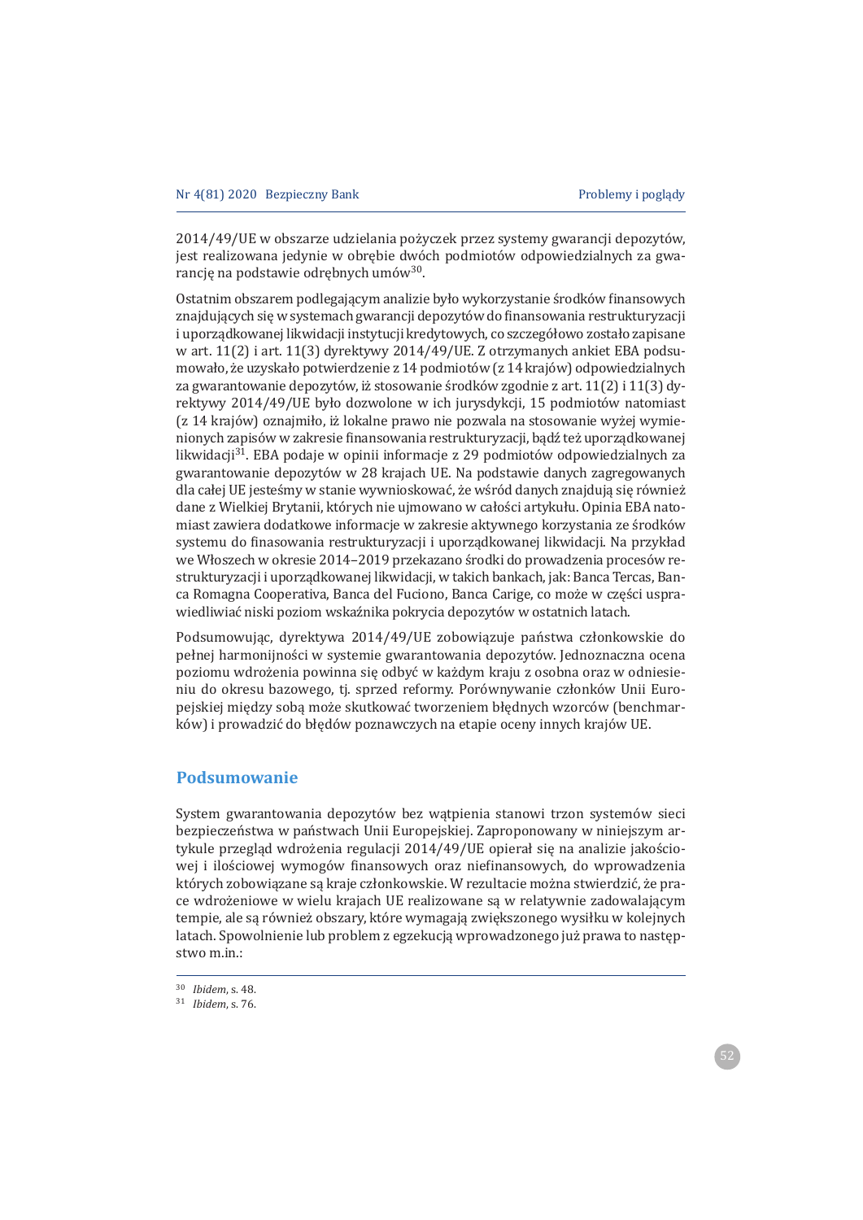2014/49/UE w obszarze udzielania pożyczek przez systemy gwarancji depozytów, jest realizowana jedynie w obrębie dwóch podmiotów odpowiedzialnych za gwarancję na podstawie odrębnych umów[30].

Ostatnim obszarem podlegającym analizie było wykorzystanie środków finansowych znajdujących się w systemach gwarancji depozytów do finansowania restrukturyzacji i uporządkowanej likwidacji instytucji kredytowych, co szczegółowo zostało zapisane w art. 11(2) i art. 11(3) dyrektywy 2014/49/UE. Z otrzymanych ankiet EBA podsumowało, że uzyskało potwierdzenie z 14 podmiotów (z 14 krajów) odpowiedzialnych za gwarantowanie depozytów, iż stosowanie środków zgodnie z art. 11(2) i 11(3) dyrektywy 2014/49/UE było dozwolone w ich jurysdykcji, 15 podmiotów natomiast (z 14 krajów) oznajmiło, iż lokalne prawo nie pozwala na stosowanie wyżej wymienionych zapisów w zakresie finansowania restrukturyzacji, bądź też uporządkowanej likwidacji[31]. EBA podaje w opinii informacje z 29 podmiotów odpowiedzialnych za gwarantowanie depozytów w 28 krajach UE. Na podstawie danych zagregowanych dla całej UE jesteśmy w stanie wywnioskować, że wśród danych znajdują się również dane z Wielkiej Brytanii, których nie ujmowano w całości artykułu. Opinia EBA natomiast zawiera dodatkowe informacje w zakresie aktywnego korzystania ze środków systemu do finasowania restrukturyzacji i uporządkowanej likwidacji. Na przykład we Włoszech w okresie 2014–2019 przekazano środki do prowadzenia procesów restrukturyzacji i uporządkowanej likwidacji, w takich bankach, jak: Banca Tercas, Banca Romagna Cooperativa, Banca del Fuciono, Banca Carige, co może w części usprawiedliwiać niski poziom wskaźnika pokrycia depozytów w ostatnich latach.

Podsumowując, dyrektywa 2014/49/UE zobowiązuje państwa członkowskie do pełnej harmonijności w systemie gwarantowania depozytów. Jednoznaczna ocena poziomu wdrożenia powinna się odbyć w każdym kraju z osobna oraz w odniesieniu do okresu bazowego, tj. sprzed reformy. Porównywanie członków Unii Europejskiej między sobą może skutkować tworzeniem błędnych wzorców (benchmarków) i prowadzić do błędów poznawczych na etapie oceny innych krajów UE.

## Podsumowanie

System gwarantowania depozytów bez wątpienia stanowi trzon systemów sieci bezpieczeństwa w państwach Unii Europejskiej. Zaproponowany w niniejszym artykule przegląd wdrożenia regulacji 2014/49/UE opierał się na analizie jakościowej i ilościowej wymogów finansowych oraz niefinansowych, do wprowadzenia których zobowiązane są kraje członkowskie. W rezultacie można stwierdzić, że prace wdrożeniowe w wielu krajach UE realizowane są w relatywnie zadowalającym tempie, ale są również obszary, które wymagają zwiększonego wysiłku w kolejnych latach. Spowolnienie lub problem z egzekucją wprowadzonego już prawa to następstwo m.in.:

---

[30] *Ibidem*, s. 48.

[31] *Ibidem*, s. 76.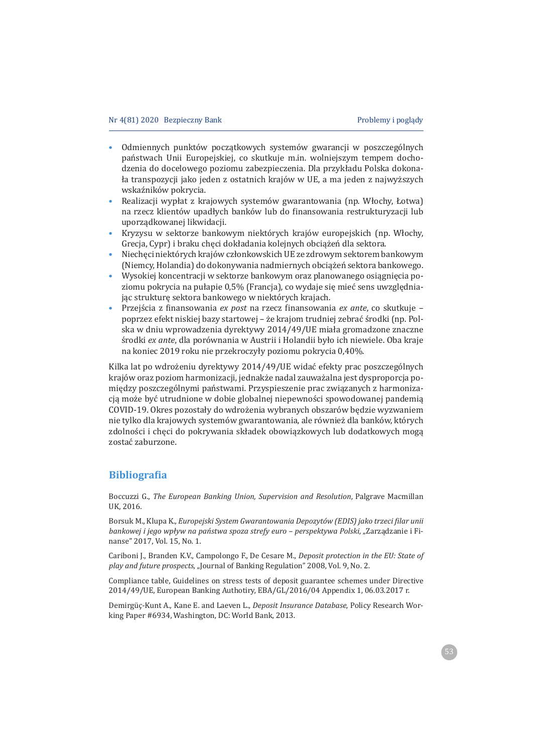- Odmiennych punktów początkowych systemów gwarancji w poszczególnych państwach Unii Europejskiej, co skutkuje m.in. wolniejszym tempem dochodzenia do docelowego poziomu zabezpieczenia. Dla przykładu Polska dokonała transpozycji jako jeden z ostatnich krajów w UE, a ma jeden z najwyższych wskaźników pokrycia.
- Realizacji wypłat z krajowych systemów gwarantowania (np. Włochy, Łotwa) na rzecz klientów upadłych banków lub do finansowania restrukturyzacji lub uporządkowanej likwidacji.
- Kryzysu w sektorze bankowym niektórych krajów europejskich (np. Włochy, Grecja, Cypr) i braku chęci dokładania kolejnych obciążeń dla sektora.
- Niechęci niektórych krajów członkowskich UE ze zdrowym sektorem bankowym (Niemcy, Holandia) do dokonywania nadmiernych obciążeń sektora bankowego.
- Wysokiej koncentracji w sektorze bankowym oraz planowanego osiągnięcia poziomu pokrycia na pułapie 0,5% (Francja), co wydaje się mieć sens uwzględniając strukturę sektora bankowego w niektórych krajach.
- Przejścia z finansowania *ex post* na rzecz finansowania *ex ante*, co skutkuje – poprzez efekt niskiej bazy startowej – że krajom trudniej zebrać środki (np. Polska w dniu wprowadzenia dyrektywy 2014/49/UE miała gromadzone znaczne środki *ex ante*, dla porównania w Austrii i Holandii było ich niewiele. Oba kraje na koniec 2019 roku nie przekroczyły poziomu pokrycia 0,40%.

Kilka lat po wdrożeniu dyrektywy 2014/49/UE widać efekty prac poszczególnych krajów oraz poziom harmonizacji, jednakże nadal zauważalna jest dysproporcja pomiędzy poszczególnymi państwami. Przyspieszenie prac związanych z harmonizacją może być utrudnione w dobie globalnej niepewności spowodowanej pandemią COVID-19. Okres pozostały do wdrożenia wybranych obszarów będzie wyzwaniem nie tylko dla krajowych systemów gwarantowania, ale również dla banków, których zdolności i chęci do pokrywania składek obowiązkowych lub dodatkowych mogą zostać zaburzone.

## Bibliografia

Boccuzzi G., *The European Banking Union, Supervision and Resolution*, Palgrave Macmillan UK, 2016.

Borsuk M., Klupa K., *Europejski System Gwarantowania Depozytów (EDIS) jako trzeci filar unii bankowej i jego wpływ na państwa spoza strefy euro – perspektywa Polski*, „Zarządzanie i Finanse" 2017, Vol. 15, No. 1.

Cariboni J., Branden K.V., Campolongo F., De Cesare M., *Deposit protection in the EU: State of play and future prospects*, „Journal of Banking Regulation" 2008, Vol. 9, No. 2.

Compliance table, Guidelines on stress tests of deposit guarantee schemes under Directive 2014/49/UE, European Banking Authotiry, EBA/GL/2016/04 Appendix 1, 06.03.2017 r.

Demirgüç-Kunt A., Kane E. and Laeven L., *Deposit Insurance Database*, Policy Research Working Paper #6934, Washington, DC: World Bank, 2013.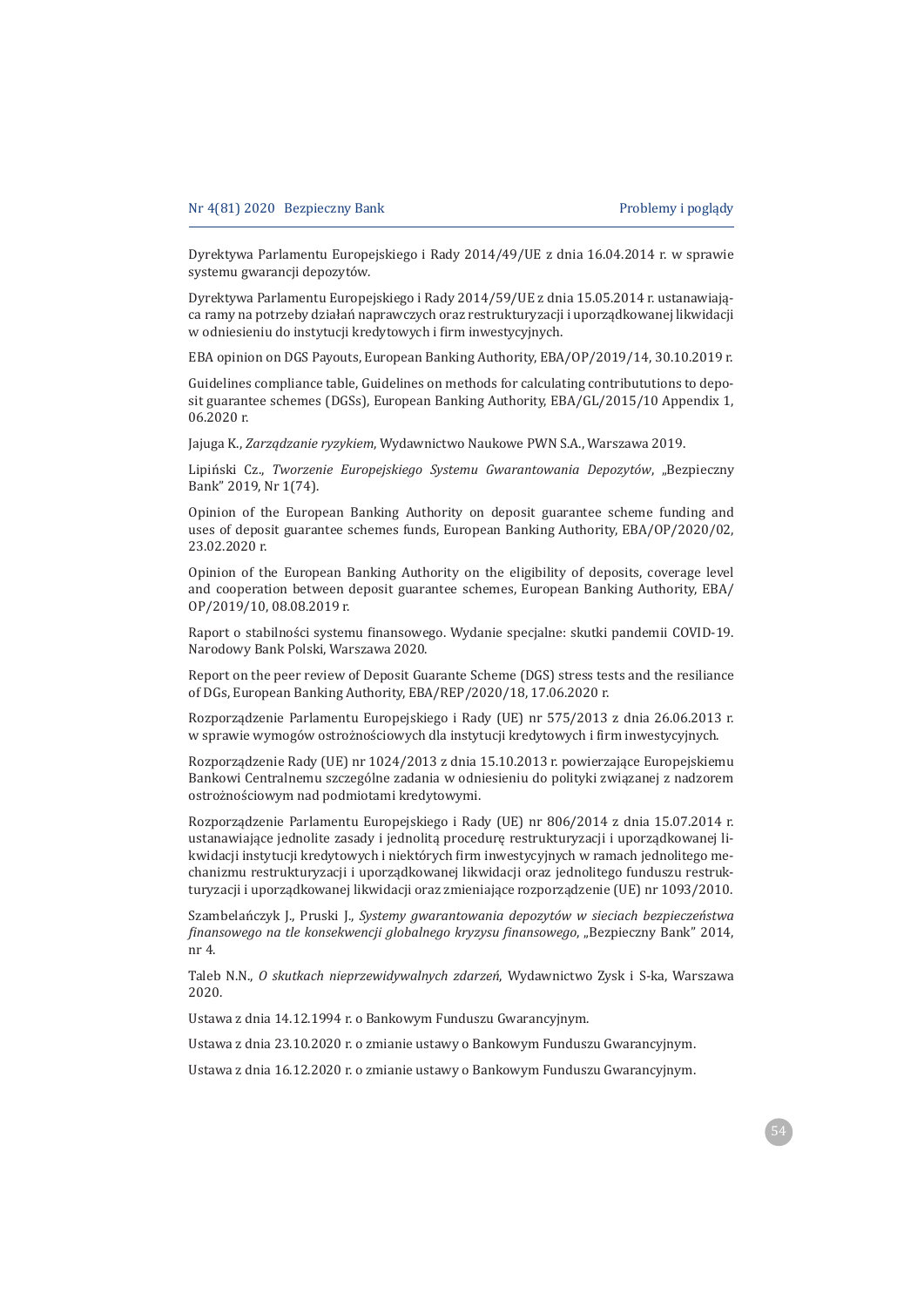Dyrektywa Parlamentu Europejskiego i Rady 2014/49/UE z dnia 16.04.2014 r. w sprawie systemu gwarancji depozytów.

Dyrektywa Parlamentu Europejskiego i Rady 2014/59/UE z dnia 15.05.2014 r. ustanawiająca ramy na potrzeby działań naprawczych oraz restrukturyzacji i uporządkowanej likwidacji w odniesieniu do instytucji kredytowych i firm inwestycyjnych.

EBA opinion on DGS Payouts, European Banking Authority, EBA/OP/2019/14, 30.10.2019 r.

Guidelines compliance table, Guidelines on methods for calculating contribututions to deposit guarantee schemes (DGSs), European Banking Authority, EBA/GL/2015/10 Appendix 1, 06.2020 r.

Jajuga K., *Zarządzanie ryzykiem*, Wydawnictwo Naukowe PWN S.A., Warszawa 2019.

Lipiński Cz., *Tworzenie Europejskiego Systemu Gwarantowania Depozytów*, „Bezpieczny Bank" 2019, Nr 1(74).

Opinion of the European Banking Authority on deposit guarantee scheme funding and uses of deposit guarantee schemes funds, European Banking Authority, EBA/OP/2020/02, 23.02.2020 r.

Opinion of the European Banking Authority on the eligibility of deposits, coverage level and cooperation between deposit guarantee schemes, European Banking Authority, EBA/OP/2019/10, 08.08.2019 r.

Raport o stabilności systemu finansowego. Wydanie specjalne: skutki pandemii COVID-19. Narodowy Bank Polski, Warszawa 2020.

Report on the peer review of Deposit Guarante Scheme (DGS) stress tests and the resiliance of DGs, European Banking Authority, EBA/REP/2020/18, 17.06.2020 r.

Rozporządzenie Parlamentu Europejskiego i Rady (UE) nr 575/2013 z dnia 26.06.2013 r. w sprawie wymogów ostrożnościowych dla instytucji kredytowych i firm inwestycyjnych.

Rozporządzenie Rady (UE) nr 1024/2013 z dnia 15.10.2013 r. powierzające Europejskiemu Bankowi Centralnemu szczególne zadania w odniesieniu do polityki związanej z nadzorem ostrożnościowym nad podmiotami kredytowymi.

Rozporządzenie Parlamentu Europejskiego i Rady (UE) nr 806/2014 z dnia 15.07.2014 r. ustanawiające jednolite zasady i jednolitą procedurę restrukturyzacji i uporządkowanej likwidacji instytucji kredytowych i niektórych firm inwestycyjnych w ramach jednolitego mechanizmu restrukturyzacji i uporządkowanej likwidacji oraz jednolitego funduszu restrukturyzacji i uporządkowanej likwidacji oraz zmieniające rozporządzenie (UE) nr 1093/2010.

Szambelańczyk J., Pruski J., *Systemy gwarantowania depozytów w sieciach bezpieczeństwa finansowego na tle konsekwencji globalnego kryzysu finansowego*, „Bezpieczny Bank" 2014, nr 4.

Taleb N.N., *O skutkach nieprzewidywalnych zdarzeń*, Wydawnictwo Zysk i S-ka, Warszawa 2020.

Ustawa z dnia 14.12.1994 r. o Bankowym Funduszu Gwarancyjnym.

Ustawa z dnia 23.10.2020 r. o zmianie ustawy o Bankowym Funduszu Gwarancyjnym.

Ustawa z dnia 16.12.2020 r. o zmianie ustawy o Bankowym Funduszu Gwarancyjnym.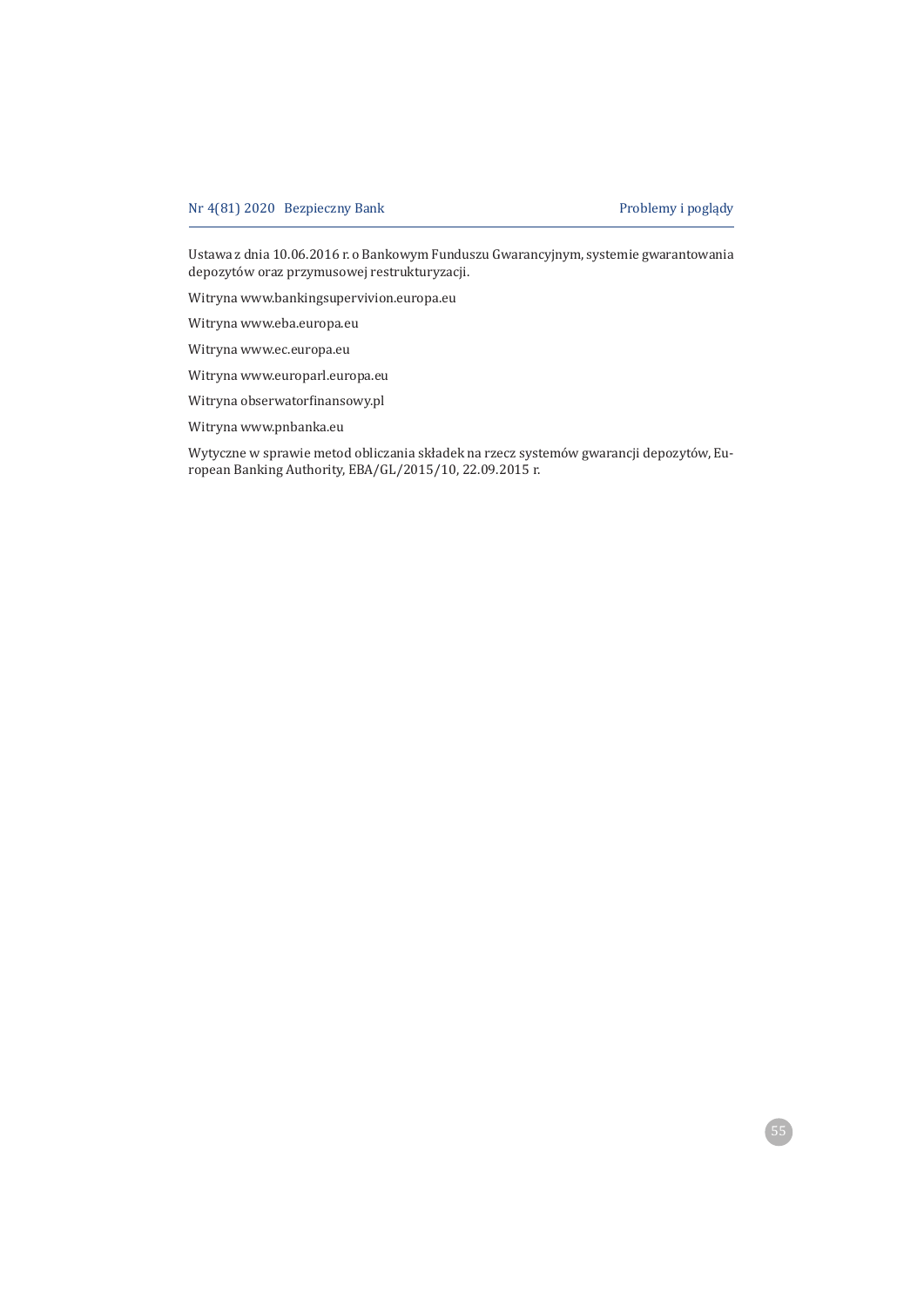Ustawa z dnia 10.06.2016 r. o Bankowym Funduszu Gwarancyjnym, systemie gwarantowania depozytów oraz przymusowej restrukturyzacji.

Witryna www.bankingsupervivion.europa.eu

Witryna www.eba.europa.eu

Witryna www.ec.europa.eu

Witryna www.europarl.europa.eu

Witryna obserwatorfinansowy.pl

Witryna www.pnbanka.eu

Wytyczne w sprawie metod obliczania składek na rzecz systemów gwarancji depozytów, European Banking Authority, EBA/GL/2015/10, 22.09.2015 r.